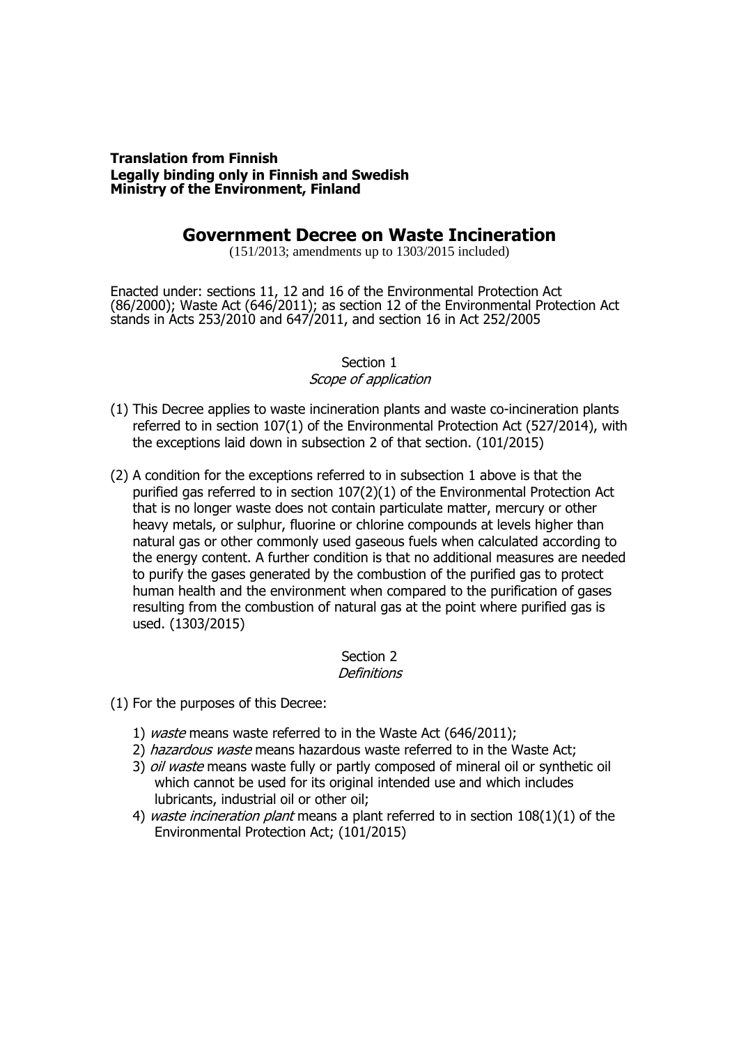**Translation from Finnish**
**Legally binding only in Finnish and Swedish**
**Ministry of the Environment, Finland**

# Government Decree on Waste Incineration

(151/2013; amendments up to 1303/2015 included)

Enacted under: sections 11, 12 and 16 of the Environmental Protection Act (86/2000); Waste Act (646/2011); as section 12 of the Environmental Protection Act stands in Acts 253/2010 and 647/2011, and section 16 in Act 252/2005

## Section 1
*Scope of application*

(1) This Decree applies to waste incineration plants and waste co-incineration plants referred to in section 107(1) of the Environmental Protection Act (527/2014), with the exceptions laid down in subsection 2 of that section. (101/2015)

(2) A condition for the exceptions referred to in subsection 1 above is that the purified gas referred to in section 107(2)(1) of the Environmental Protection Act that is no longer waste does not contain particulate matter, mercury or other heavy metals, or sulphur, fluorine or chlorine compounds at levels higher than natural gas or other commonly used gaseous fuels when calculated according to the energy content. A further condition is that no additional measures are needed to purify the gases generated by the combustion of the purified gas to protect human health and the environment when compared to the purification of gases resulting from the combustion of natural gas at the point where purified gas is used. (1303/2015)

## Section 2
*Definitions*

(1) For the purposes of this Decree:

1) *waste* means waste referred to in the Waste Act (646/2011);
2) *hazardous waste* means hazardous waste referred to in the Waste Act;
3) *oil waste* means waste fully or partly composed of mineral oil or synthetic oil which cannot be used for its original intended use and which includes lubricants, industrial oil or other oil;
4) *waste incineration plant* means a plant referred to in section 108(1)(1) of the Environmental Protection Act; (101/2015)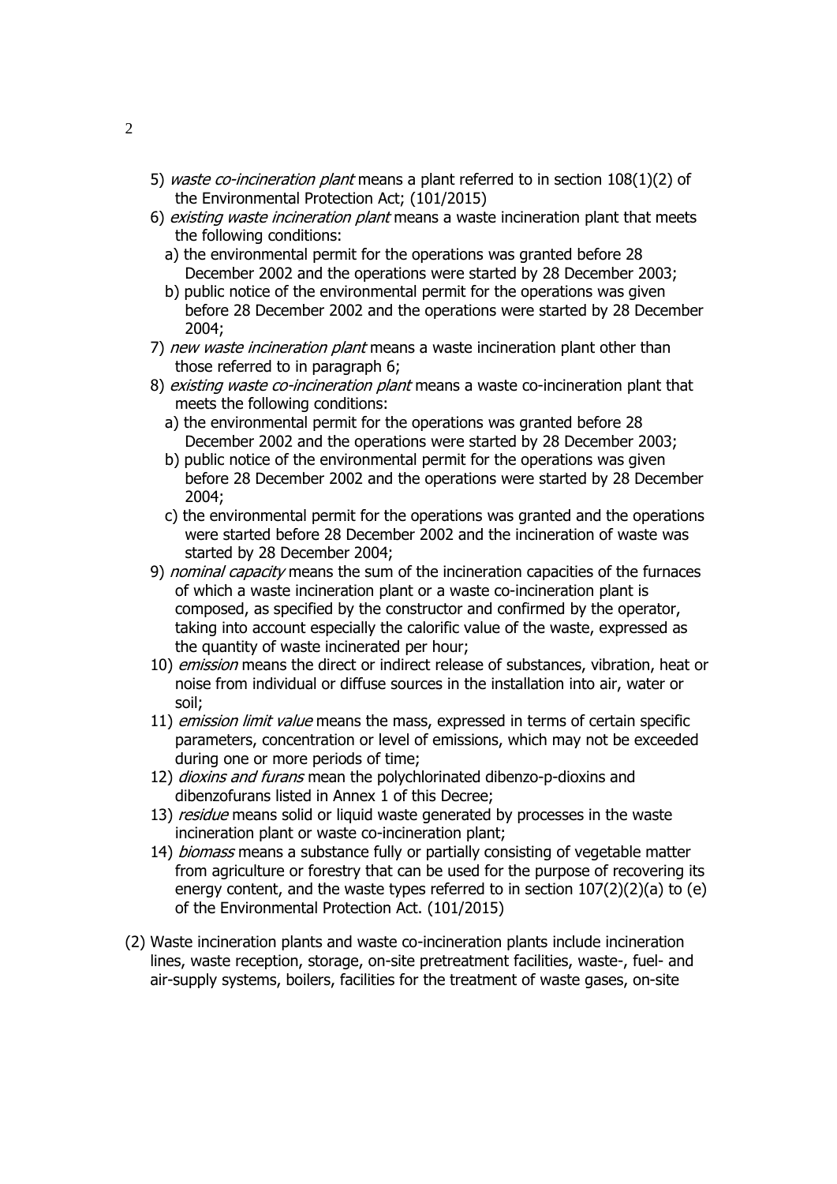5) *waste co-incineration plant* means a plant referred to in section 108(1)(2) of the Environmental Protection Act; (101/2015)
6) *existing waste incineration plant* means a waste incineration plant that meets the following conditions:
   a) the environmental permit for the operations was granted before 28 December 2002 and the operations were started by 28 December 2003;
   b) public notice of the environmental permit for the operations was given before 28 December 2002 and the operations were started by 28 December 2004;
7) *new waste incineration plant* means a waste incineration plant other than those referred to in paragraph 6;
8) *existing waste co-incineration plant* means a waste co-incineration plant that meets the following conditions:
   a) the environmental permit for the operations was granted before 28 December 2002 and the operations were started by 28 December 2003;
   b) public notice of the environmental permit for the operations was given before 28 December 2002 and the operations were started by 28 December 2004;
   c) the environmental permit for the operations was granted and the operations were started before 28 December 2002 and the incineration of waste was started by 28 December 2004;
9) *nominal capacity* means the sum of the incineration capacities of the furnaces of which a waste incineration plant or a waste co-incineration plant is composed, as specified by the constructor and confirmed by the operator, taking into account especially the calorific value of the waste, expressed as the quantity of waste incinerated per hour;
10) *emission* means the direct or indirect release of substances, vibration, heat or noise from individual or diffuse sources in the installation into air, water or soil;
11) *emission limit value* means the mass, expressed in terms of certain specific parameters, concentration or level of emissions, which may not be exceeded during one or more periods of time;
12) *dioxins and furans* mean the polychlorinated dibenzo-p-dioxins and dibenzofurans listed in Annex 1 of this Decree;
13) *residue* means solid or liquid waste generated by processes in the waste incineration plant or waste co-incineration plant;
14) *biomass* means a substance fully or partially consisting of vegetable matter from agriculture or forestry that can be used for the purpose of recovering its energy content, and the waste types referred to in section 107(2)(2)(a) to (e) of the Environmental Protection Act. (101/2015)

(2) Waste incineration plants and waste co-incineration plants include incineration lines, waste reception, storage, on-site pretreatment facilities, waste-, fuel- and air-supply systems, boilers, facilities for the treatment of waste gases, on-site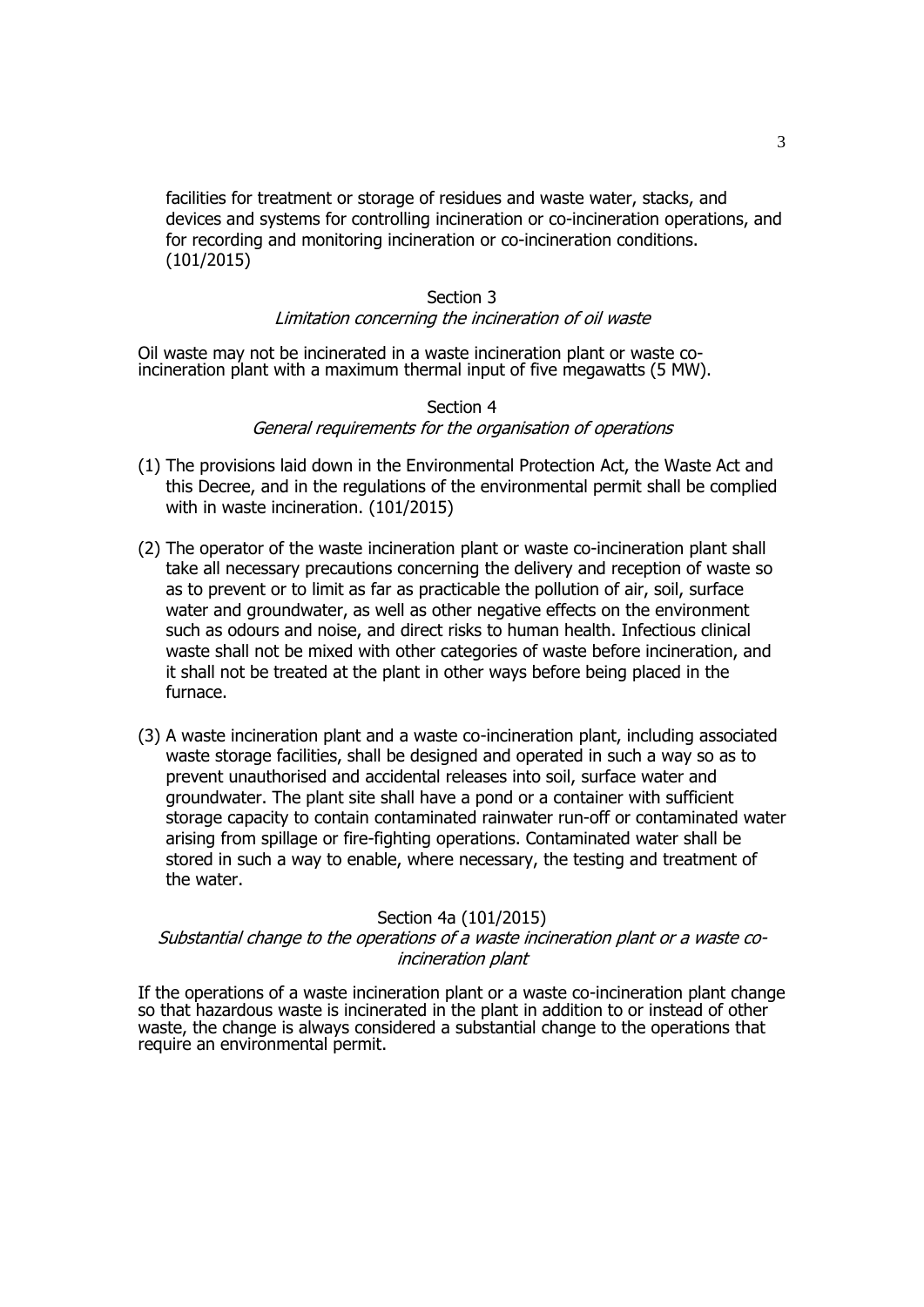facilities for treatment or storage of residues and waste water, stacks, and devices and systems for controlling incineration or co-incineration operations, and for recording and monitoring incineration or co-incineration conditions. (101/2015)

## Section 3

*Limitation concerning the incineration of oil waste*

Oil waste may not be incinerated in a waste incineration plant or waste co-incineration plant with a maximum thermal input of five megawatts (5 MW).

## Section 4

*General requirements for the organisation of operations*

(1) The provisions laid down in the Environmental Protection Act, the Waste Act and this Decree, and in the regulations of the environmental permit shall be complied with in waste incineration. (101/2015)

(2) The operator of the waste incineration plant or waste co-incineration plant shall take all necessary precautions concerning the delivery and reception of waste so as to prevent or to limit as far as practicable the pollution of air, soil, surface water and groundwater, as well as other negative effects on the environment such as odours and noise, and direct risks to human health. Infectious clinical waste shall not be mixed with other categories of waste before incineration, and it shall not be treated at the plant in other ways before being placed in the furnace.

(3) A waste incineration plant and a waste co-incineration plant, including associated waste storage facilities, shall be designed and operated in such a way so as to prevent unauthorised and accidental releases into soil, surface water and groundwater. The plant site shall have a pond or a container with sufficient storage capacity to contain contaminated rainwater run-off or contaminated water arising from spillage or fire-fighting operations. Contaminated water shall be stored in such a way to enable, where necessary, the testing and treatment of the water.

## Section 4a (101/2015)

*Substantial change to the operations of a waste incineration plant or a waste co-incineration plant*

If the operations of a waste incineration plant or a waste co-incineration plant change so that hazardous waste is incinerated in the plant in addition to or instead of other waste, the change is always considered a substantial change to the operations that require an environmental permit.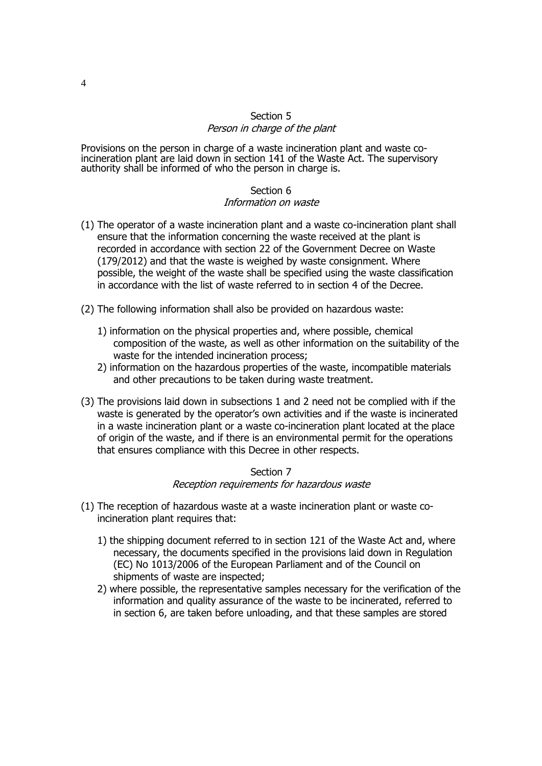## Section 5
*Person in charge of the plant*

Provisions on the person in charge of a waste incineration plant and waste co-incineration plant are laid down in section 141 of the Waste Act. The supervisory authority shall be informed of who the person in charge is.

## Section 6
*Information on waste*

(1) The operator of a waste incineration plant and a waste co-incineration plant shall ensure that the information concerning the waste received at the plant is recorded in accordance with section 22 of the Government Decree on Waste (179/2012) and that the waste is weighed by waste consignment. Where possible, the weight of the waste shall be specified using the waste classification in accordance with the list of waste referred to in section 4 of the Decree.

(2) The following information shall also be provided on hazardous waste:

1) information on the physical properties and, where possible, chemical composition of the waste, as well as other information on the suitability of the waste for the intended incineration process;
2) information on the hazardous properties of the waste, incompatible materials and other precautions to be taken during waste treatment.

(3) The provisions laid down in subsections 1 and 2 need not be complied with if the waste is generated by the operator's own activities and if the waste is incinerated in a waste incineration plant or a waste co-incineration plant located at the place of origin of the waste, and if there is an environmental permit for the operations that ensures compliance with this Decree in other respects.

## Section 7
*Reception requirements for hazardous waste*

(1) The reception of hazardous waste at a waste incineration plant or waste co-incineration plant requires that:

1) the shipping document referred to in section 121 of the Waste Act and, where necessary, the documents specified in the provisions laid down in Regulation (EC) No 1013/2006 of the European Parliament and of the Council on shipments of waste are inspected;
2) where possible, the representative samples necessary for the verification of the information and quality assurance of the waste to be incinerated, referred to in section 6, are taken before unloading, and that these samples are stored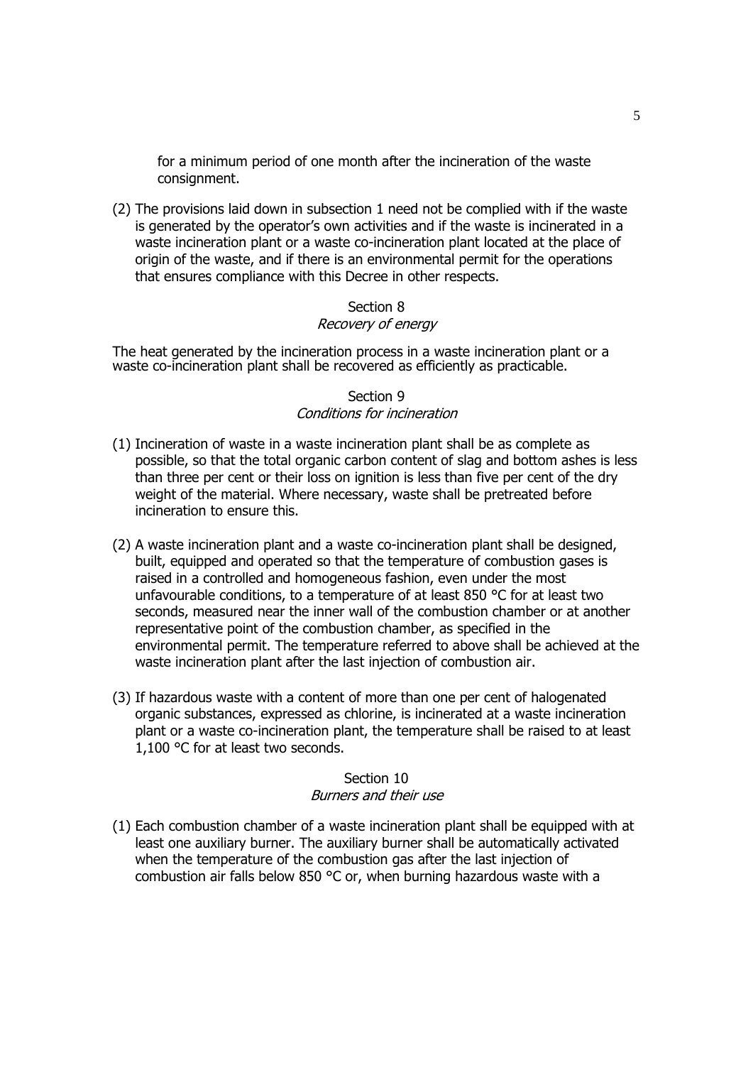for a minimum period of one month after the incineration of the waste consignment.

(2) The provisions laid down in subsection 1 need not be complied with if the waste is generated by the operator's own activities and if the waste is incinerated in a waste incineration plant or a waste co-incineration plant located at the place of origin of the waste, and if there is an environmental permit for the operations that ensures compliance with this Decree in other respects.

### Section 8
*Recovery of energy*

The heat generated by the incineration process in a waste incineration plant or a waste co-incineration plant shall be recovered as efficiently as practicable.

### Section 9
*Conditions for incineration*

(1) Incineration of waste in a waste incineration plant shall be as complete as possible, so that the total organic carbon content of slag and bottom ashes is less than three per cent or their loss on ignition is less than five per cent of the dry weight of the material. Where necessary, waste shall be pretreated before incineration to ensure this.

(2) A waste incineration plant and a waste co-incineration plant shall be designed, built, equipped and operated so that the temperature of combustion gases is raised in a controlled and homogeneous fashion, even under the most unfavourable conditions, to a temperature of at least 850 °C for at least two seconds, measured near the inner wall of the combustion chamber or at another representative point of the combustion chamber, as specified in the environmental permit. The temperature referred to above shall be achieved at the waste incineration plant after the last injection of combustion air.

(3) If hazardous waste with a content of more than one per cent of halogenated organic substances, expressed as chlorine, is incinerated at a waste incineration plant or a waste co-incineration plant, the temperature shall be raised to at least 1,100 °C for at least two seconds.

### Section 10
*Burners and their use*

(1) Each combustion chamber of a waste incineration plant shall be equipped with at least one auxiliary burner. The auxiliary burner shall be automatically activated when the temperature of the combustion gas after the last injection of combustion air falls below 850 °C or, when burning hazardous waste with a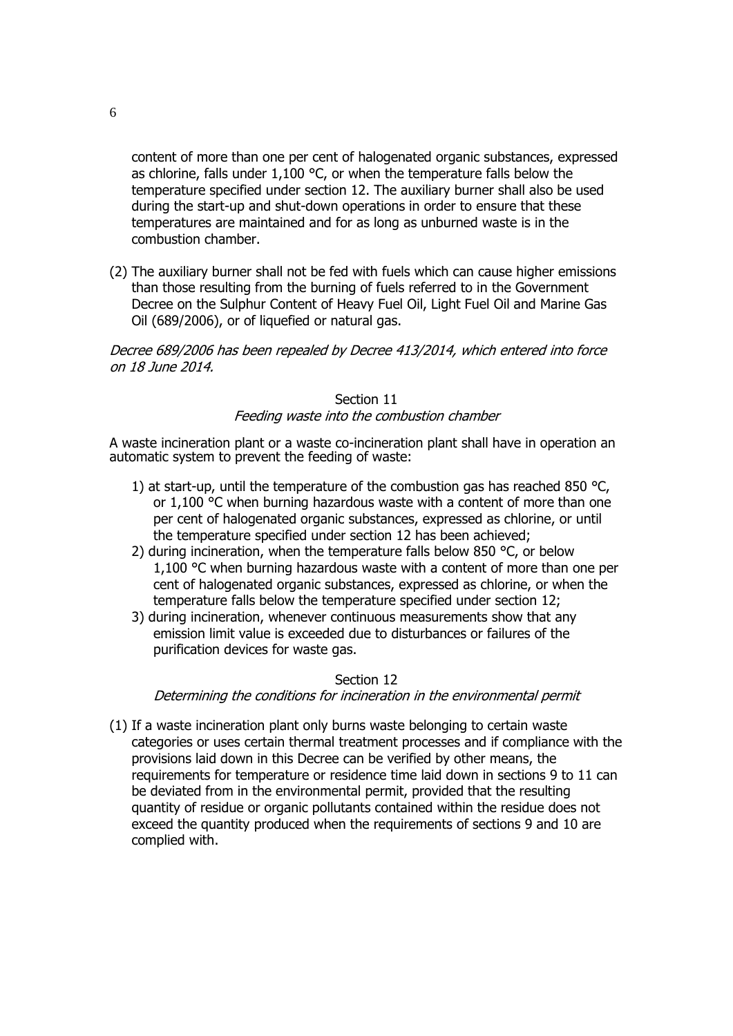content of more than one per cent of halogenated organic substances, expressed as chlorine, falls under 1,100 °C, or when the temperature falls below the temperature specified under section 12. The auxiliary burner shall also be used during the start-up and shut-down operations in order to ensure that these temperatures are maintained and for as long as unburned waste is in the combustion chamber.

(2) The auxiliary burner shall not be fed with fuels which can cause higher emissions than those resulting from the burning of fuels referred to in the Government Decree on the Sulphur Content of Heavy Fuel Oil, Light Fuel Oil and Marine Gas Oil (689/2006), or of liquefied or natural gas.

*Decree 689/2006 has been repealed by Decree 413/2014, which entered into force on 18 June 2014.*

### Section 11
*Feeding waste into the combustion chamber*

A waste incineration plant or a waste co-incineration plant shall have in operation an automatic system to prevent the feeding of waste:

1) at start-up, until the temperature of the combustion gas has reached 850 °C, or 1,100 °C when burning hazardous waste with a content of more than one per cent of halogenated organic substances, expressed as chlorine, or until the temperature specified under section 12 has been achieved;
2) during incineration, when the temperature falls below 850 °C, or below 1,100 °C when burning hazardous waste with a content of more than one per cent of halogenated organic substances, expressed as chlorine, or when the temperature falls below the temperature specified under section 12;
3) during incineration, whenever continuous measurements show that any emission limit value is exceeded due to disturbances or failures of the purification devices for waste gas.

### Section 12
*Determining the conditions for incineration in the environmental permit*

(1) If a waste incineration plant only burns waste belonging to certain waste categories or uses certain thermal treatment processes and if compliance with the provisions laid down in this Decree can be verified by other means, the requirements for temperature or residence time laid down in sections 9 to 11 can be deviated from in the environmental permit, provided that the resulting quantity of residue or organic pollutants contained within the residue does not exceed the quantity produced when the requirements of sections 9 and 10 are complied with.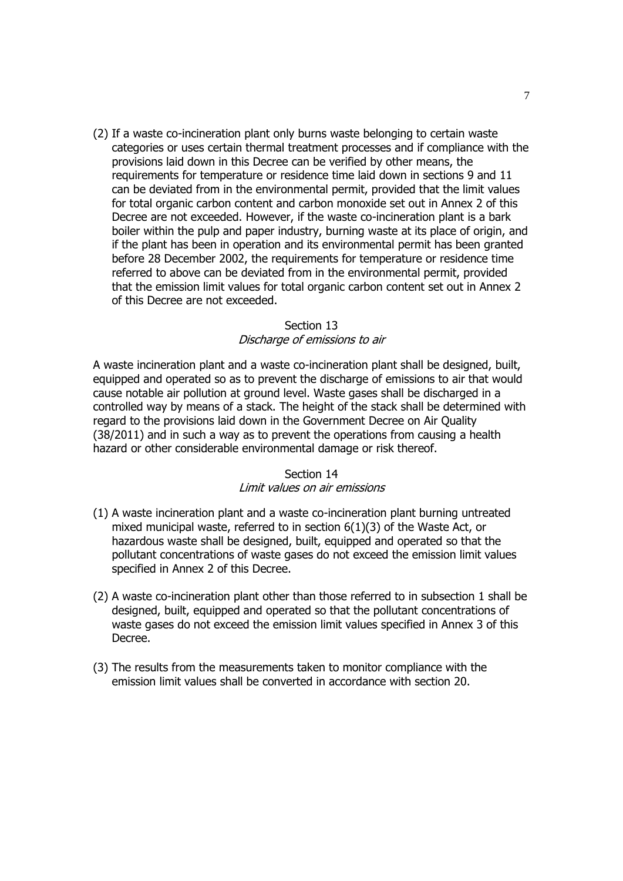(2) If a waste co-incineration plant only burns waste belonging to certain waste categories or uses certain thermal treatment processes and if compliance with the provisions laid down in this Decree can be verified by other means, the requirements for temperature or residence time laid down in sections 9 and 11 can be deviated from in the environmental permit, provided that the limit values for total organic carbon content and carbon monoxide set out in Annex 2 of this Decree are not exceeded. However, if the waste co-incineration plant is a bark boiler within the pulp and paper industry, burning waste at its place of origin, and if the plant has been in operation and its environmental permit has been granted before 28 December 2002, the requirements for temperature or residence time referred to above can be deviated from in the environmental permit, provided that the emission limit values for total organic carbon content set out in Annex 2 of this Decree are not exceeded.

### Section 13
*Discharge of emissions to air*

A waste incineration plant and a waste co-incineration plant shall be designed, built, equipped and operated so as to prevent the discharge of emissions to air that would cause notable air pollution at ground level. Waste gases shall be discharged in a controlled way by means of a stack. The height of the stack shall be determined with regard to the provisions laid down in the Government Decree on Air Quality (38/2011) and in such a way as to prevent the operations from causing a health hazard or other considerable environmental damage or risk thereof.

### Section 14
*Limit values on air emissions*

(1) A waste incineration plant and a waste co-incineration plant burning untreated mixed municipal waste, referred to in section 6(1)(3) of the Waste Act, or hazardous waste shall be designed, built, equipped and operated so that the pollutant concentrations of waste gases do not exceed the emission limit values specified in Annex 2 of this Decree.

(2) A waste co-incineration plant other than those referred to in subsection 1 shall be designed, built, equipped and operated so that the pollutant concentrations of waste gases do not exceed the emission limit values specified in Annex 3 of this Decree.

(3) The results from the measurements taken to monitor compliance with the emission limit values shall be converted in accordance with section 20.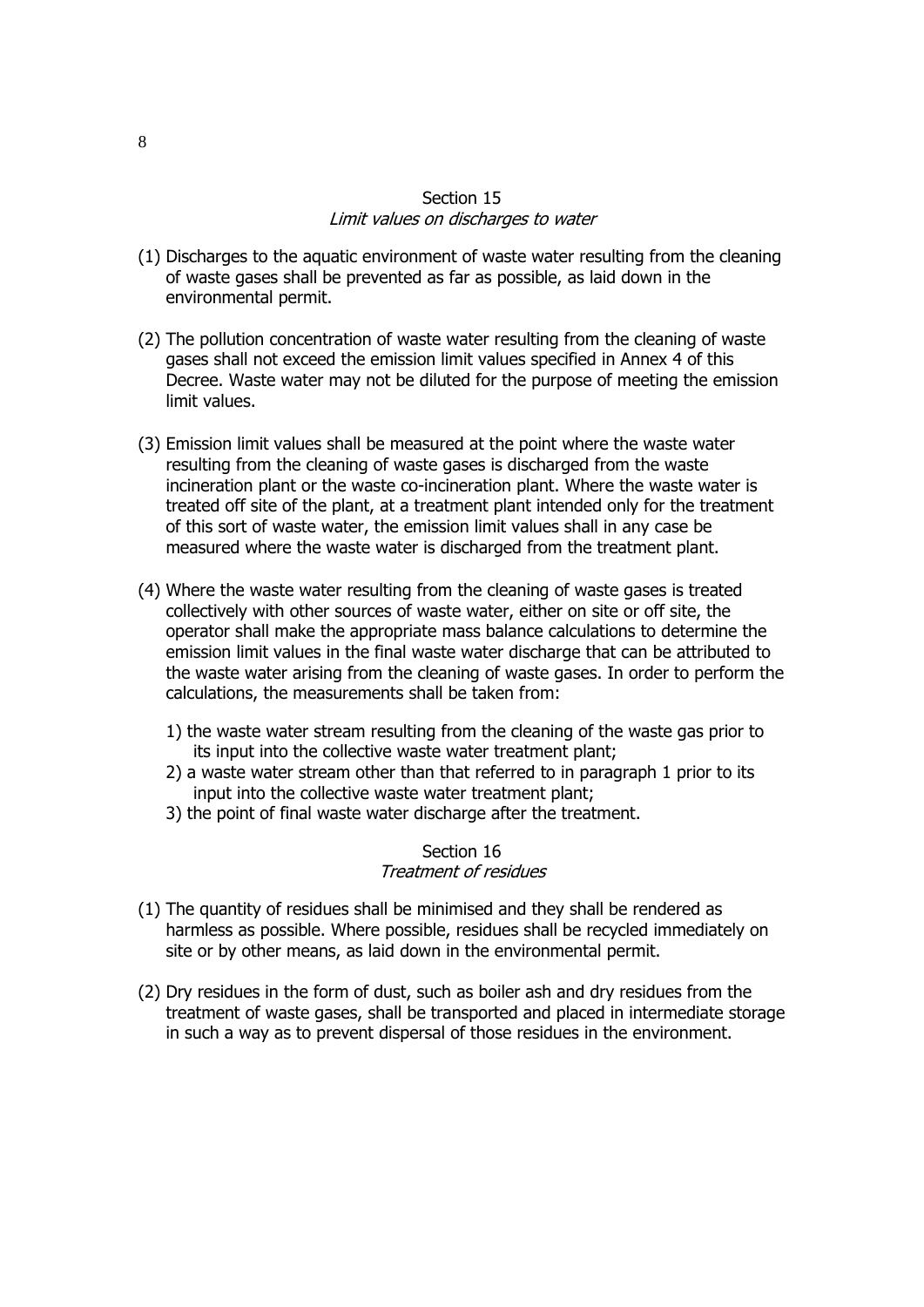### Section 15
*Limit values on discharges to water*

(1) Discharges to the aquatic environment of waste water resulting from the cleaning of waste gases shall be prevented as far as possible, as laid down in the environmental permit.

(2) The pollution concentration of waste water resulting from the cleaning of waste gases shall not exceed the emission limit values specified in Annex 4 of this Decree. Waste water may not be diluted for the purpose of meeting the emission limit values.

(3) Emission limit values shall be measured at the point where the waste water resulting from the cleaning of waste gases is discharged from the waste incineration plant or the waste co-incineration plant. Where the waste water is treated off site of the plant, at a treatment plant intended only for the treatment of this sort of waste water, the emission limit values shall in any case be measured where the waste water is discharged from the treatment plant.

(4) Where the waste water resulting from the cleaning of waste gases is treated collectively with other sources of waste water, either on site or off site, the operator shall make the appropriate mass balance calculations to determine the emission limit values in the final waste water discharge that can be attributed to the waste water arising from the cleaning of waste gases. In order to perform the calculations, the measurements shall be taken from:

   1) the waste water stream resulting from the cleaning of the waste gas prior to its input into the collective waste water treatment plant;
   2) a waste water stream other than that referred to in paragraph 1 prior to its input into the collective waste water treatment plant;
   3) the point of final waste water discharge after the treatment.

### Section 16
*Treatment of residues*

(1) The quantity of residues shall be minimised and they shall be rendered as harmless as possible. Where possible, residues shall be recycled immediately on site or by other means, as laid down in the environmental permit.

(2) Dry residues in the form of dust, such as boiler ash and dry residues from the treatment of waste gases, shall be transported and placed in intermediate storage in such a way as to prevent dispersal of those residues in the environment.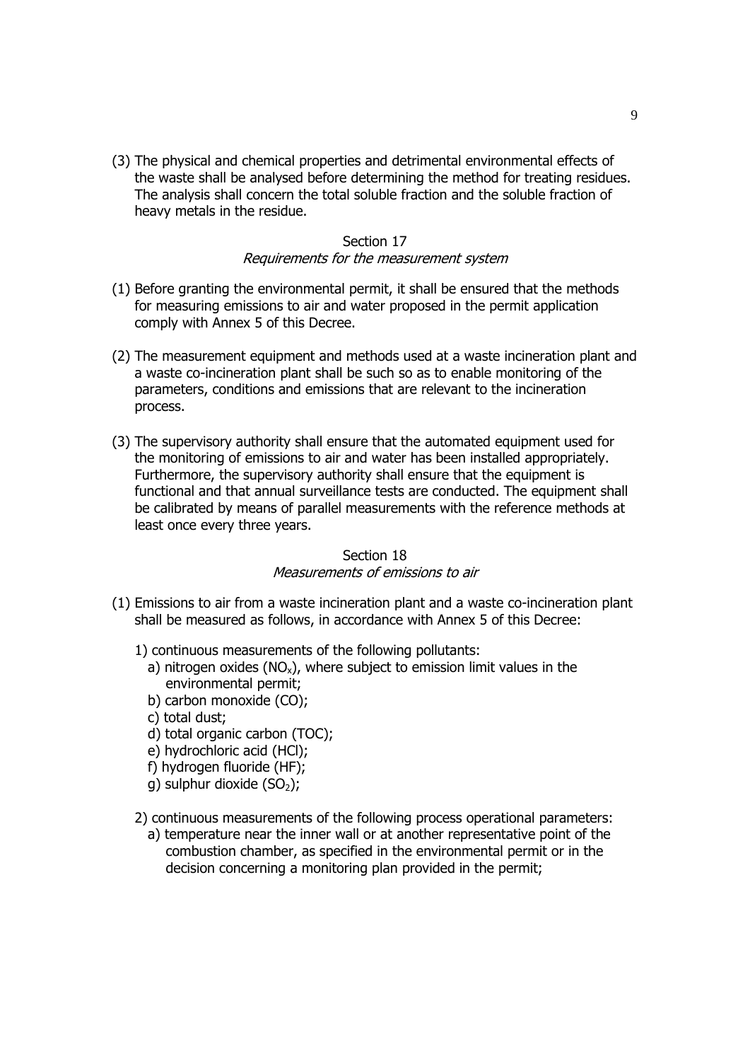(3) The physical and chemical properties and detrimental environmental effects of the waste shall be analysed before determining the method for treating residues. The analysis shall concern the total soluble fraction and the soluble fraction of heavy metals in the residue.

## Section 17
*Requirements for the measurement system*

(1) Before granting the environmental permit, it shall be ensured that the methods for measuring emissions to air and water proposed in the permit application comply with Annex 5 of this Decree.

(2) The measurement equipment and methods used at a waste incineration plant and a waste co-incineration plant shall be such so as to enable monitoring of the parameters, conditions and emissions that are relevant to the incineration process.

(3) The supervisory authority shall ensure that the automated equipment used for the monitoring of emissions to air and water has been installed appropriately. Furthermore, the supervisory authority shall ensure that the equipment is functional and that annual surveillance tests are conducted. The equipment shall be calibrated by means of parallel measurements with the reference methods at least once every three years.

## Section 18
*Measurements of emissions to air*

(1) Emissions to air from a waste incineration plant and a waste co-incineration plant shall be measured as follows, in accordance with Annex 5 of this Decree:

1) continuous measurements of the following pollutants:
   a) nitrogen oxides ($NO_x$), where subject to emission limit values in the environmental permit;
   b) carbon monoxide (CO);
   c) total dust;
   d) total organic carbon (TOC);
   e) hydrochloric acid (HCl);
   f) hydrogen fluoride (HF);
   g) sulphur dioxide ($SO_2$);

2) continuous measurements of the following process operational parameters:
   a) temperature near the inner wall or at another representative point of the combustion chamber, as specified in the environmental permit or in the decision concerning a monitoring plan provided in the permit;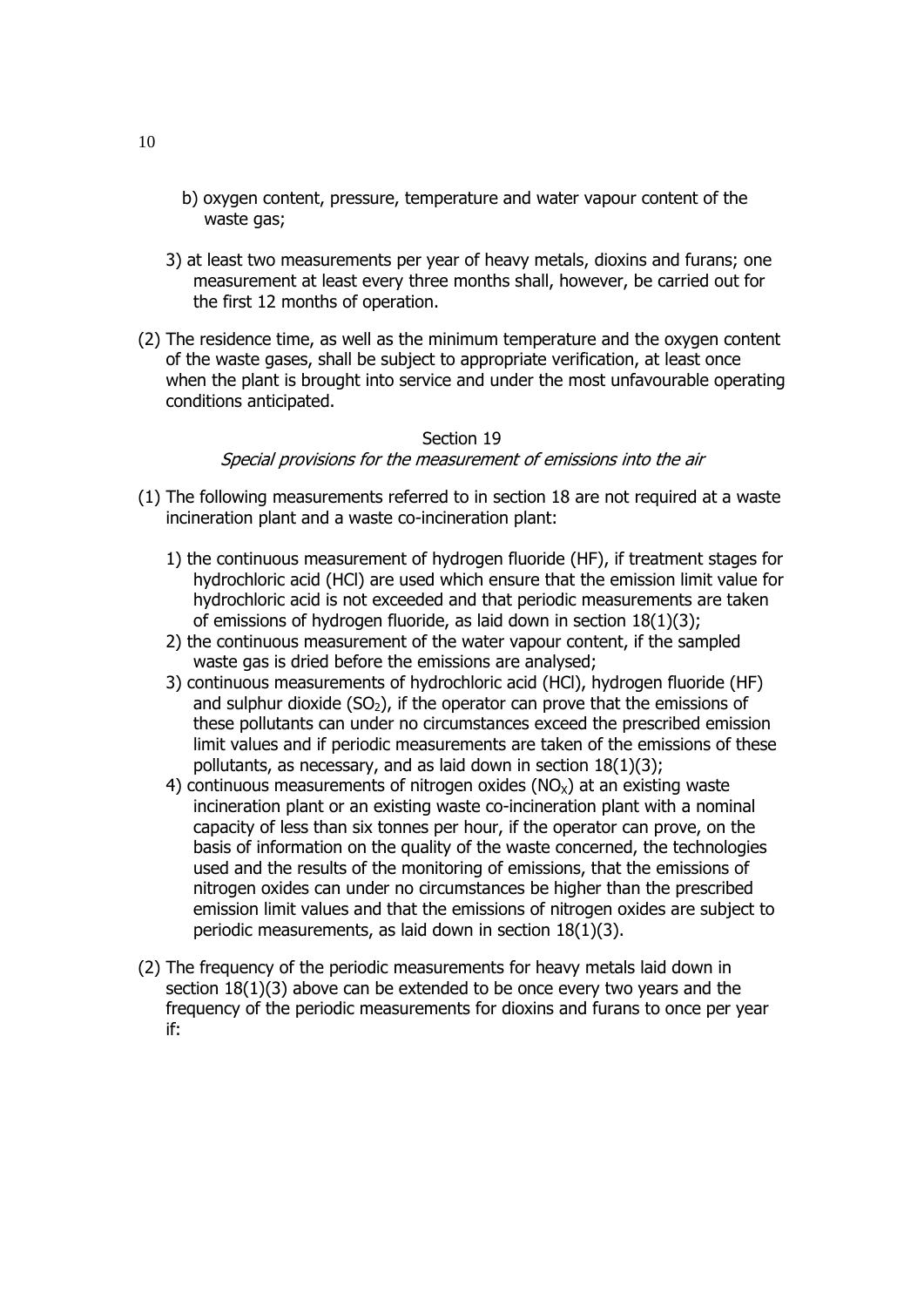b) oxygen content, pressure, temperature and water vapour content of the waste gas;

3) at least two measurements per year of heavy metals, dioxins and furans; one measurement at least every three months shall, however, be carried out for the first 12 months of operation.

(2) The residence time, as well as the minimum temperature and the oxygen content of the waste gases, shall be subject to appropriate verification, at least once when the plant is brought into service and under the most unfavourable operating conditions anticipated.

Section 19

*Special provisions for the measurement of emissions into the air*

(1) The following measurements referred to in section 18 are not required at a waste incineration plant and a waste co-incineration plant:

1) the continuous measurement of hydrogen fluoride (HF), if treatment stages for hydrochloric acid (HCl) are used which ensure that the emission limit value for hydrochloric acid is not exceeded and that periodic measurements are taken of emissions of hydrogen fluoride, as laid down in section 18(1)(3);
2) the continuous measurement of the water vapour content, if the sampled waste gas is dried before the emissions are analysed;
3) continuous measurements of hydrochloric acid (HCl), hydrogen fluoride (HF) and sulphur dioxide ($SO_2$), if the operator can prove that the emissions of these pollutants can under no circumstances exceed the prescribed emission limit values and if periodic measurements are taken of the emissions of these pollutants, as necessary, and as laid down in section 18(1)(3);
4) continuous measurements of nitrogen oxides ($NO_X$) at an existing waste incineration plant or an existing waste co-incineration plant with a nominal capacity of less than six tonnes per hour, if the operator can prove, on the basis of information on the quality of the waste concerned, the technologies used and the results of the monitoring of emissions, that the emissions of nitrogen oxides can under no circumstances be higher than the prescribed emission limit values and that the emissions of nitrogen oxides are subject to periodic measurements, as laid down in section 18(1)(3).

(2) The frequency of the periodic measurements for heavy metals laid down in section 18(1)(3) above can be extended to be once every two years and the frequency of the periodic measurements for dioxins and furans to once per year if: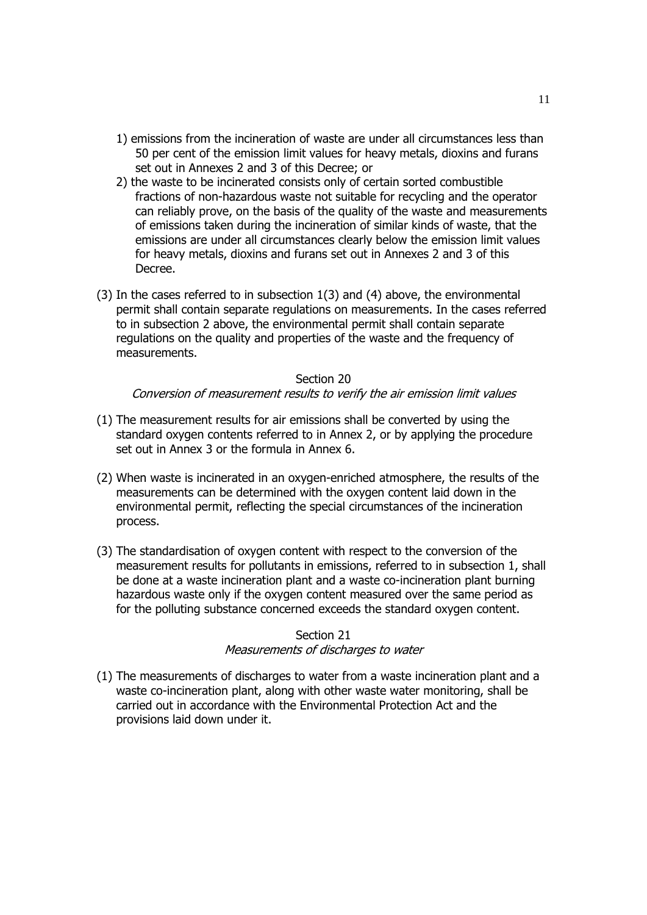1) emissions from the incineration of waste are under all circumstances less than 50 per cent of the emission limit values for heavy metals, dioxins and furans set out in Annexes 2 and 3 of this Decree; or
2) the waste to be incinerated consists only of certain sorted combustible fractions of non-hazardous waste not suitable for recycling and the operator can reliably prove, on the basis of the quality of the waste and measurements of emissions taken during the incineration of similar kinds of waste, that the emissions are under all circumstances clearly below the emission limit values for heavy metals, dioxins and furans set out in Annexes 2 and 3 of this Decree.

(3) In the cases referred to in subsection 1(3) and (4) above, the environmental permit shall contain separate regulations on measurements. In the cases referred to in subsection 2 above, the environmental permit shall contain separate regulations on the quality and properties of the waste and the frequency of measurements.

### Section 20
*Conversion of measurement results to verify the air emission limit values*

(1) The measurement results for air emissions shall be converted by using the standard oxygen contents referred to in Annex 2, or by applying the procedure set out in Annex 3 or the formula in Annex 6.

(2) When waste is incinerated in an oxygen-enriched atmosphere, the results of the measurements can be determined with the oxygen content laid down in the environmental permit, reflecting the special circumstances of the incineration process.

(3) The standardisation of oxygen content with respect to the conversion of the measurement results for pollutants in emissions, referred to in subsection 1, shall be done at a waste incineration plant and a waste co-incineration plant burning hazardous waste only if the oxygen content measured over the same period as for the polluting substance concerned exceeds the standard oxygen content.

### Section 21
*Measurements of discharges to water*

(1) The measurements of discharges to water from a waste incineration plant and a waste co-incineration plant, along with other waste water monitoring, shall be carried out in accordance with the Environmental Protection Act and the provisions laid down under it.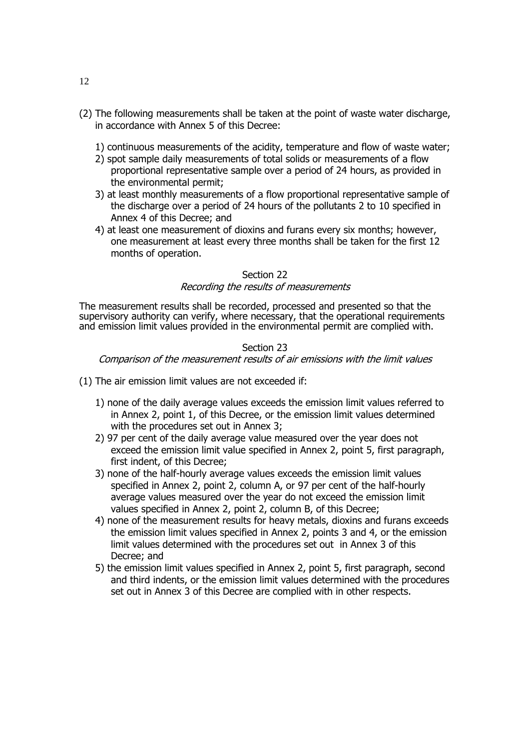(2) The following measurements shall be taken at the point of waste water discharge, in accordance with Annex 5 of this Decree:

1) continuous measurements of the acidity, temperature and flow of waste water;
2) spot sample daily measurements of total solids or measurements of a flow proportional representative sample over a period of 24 hours, as provided in the environmental permit;
3) at least monthly measurements of a flow proportional representative sample of the discharge over a period of 24 hours of the pollutants 2 to 10 specified in Annex 4 of this Decree; and
4) at least one measurement of dioxins and furans every six months; however, one measurement at least every three months shall be taken for the first 12 months of operation.

### Section 22
*Recording the results of measurements*

The measurement results shall be recorded, processed and presented so that the supervisory authority can verify, where necessary, that the operational requirements and emission limit values provided in the environmental permit are complied with.

### Section 23
*Comparison of the measurement results of air emissions with the limit values*

(1) The air emission limit values are not exceeded if:

1) none of the daily average values exceeds the emission limit values referred to in Annex 2, point 1, of this Decree, or the emission limit values determined with the procedures set out in Annex 3;
2) 97 per cent of the daily average value measured over the year does not exceed the emission limit value specified in Annex 2, point 5, first paragraph, first indent, of this Decree;
3) none of the half-hourly average values exceeds the emission limit values specified in Annex 2, point 2, column A, or 97 per cent of the half-hourly average values measured over the year do not exceed the emission limit values specified in Annex 2, point 2, column B, of this Decree;
4) none of the measurement results for heavy metals, dioxins and furans exceeds the emission limit values specified in Annex 2, points 3 and 4, or the emission limit values determined with the procedures set out in Annex 3 of this Decree; and
5) the emission limit values specified in Annex 2, point 5, first paragraph, second and third indents, or the emission limit values determined with the procedures set out in Annex 3 of this Decree are complied with in other respects.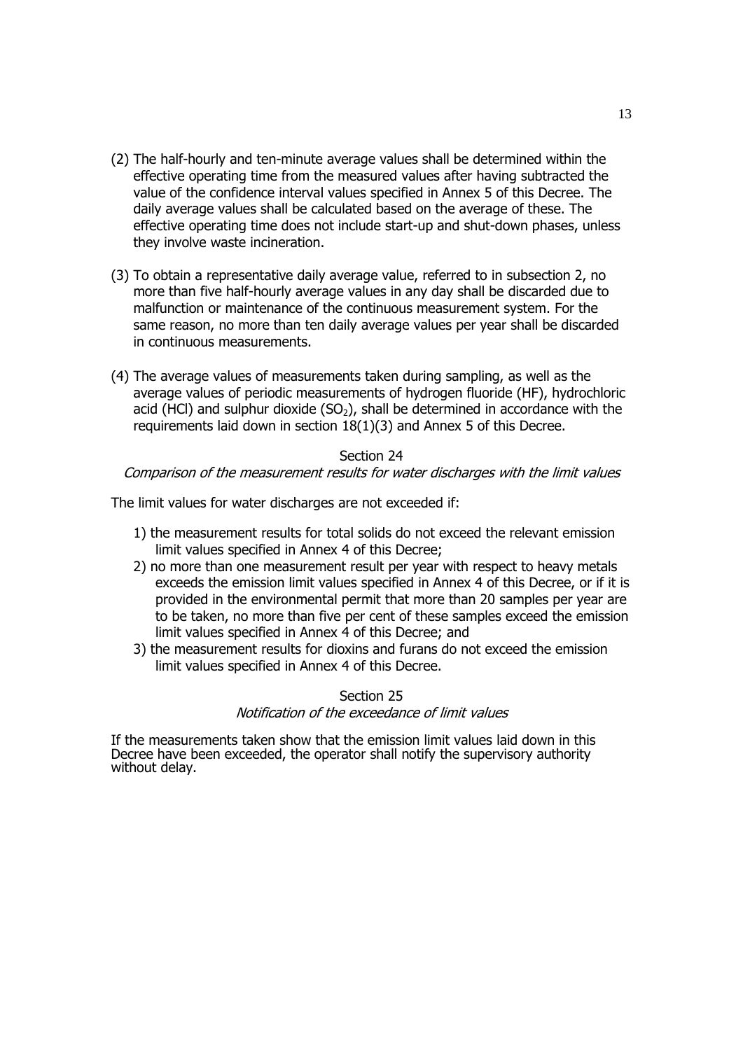(2) The half-hourly and ten-minute average values shall be determined within the effective operating time from the measured values after having subtracted the value of the confidence interval values specified in Annex 5 of this Decree. The daily average values shall be calculated based on the average of these. The effective operating time does not include start-up and shut-down phases, unless they involve waste incineration.

(3) To obtain a representative daily average value, referred to in subsection 2, no more than five half-hourly average values in any day shall be discarded due to malfunction or maintenance of the continuous measurement system. For the same reason, no more than ten daily average values per year shall be discarded in continuous measurements.

(4) The average values of measurements taken during sampling, as well as the average values of periodic measurements of hydrogen fluoride (HF), hydrochloric acid (HCl) and sulphur dioxide ($SO_2$), shall be determined in accordance with the requirements laid down in section 18(1)(3) and Annex 5 of this Decree.

## Section 24

*Comparison of the measurement results for water discharges with the limit values*

The limit values for water discharges are not exceeded if:

1) the measurement results for total solids do not exceed the relevant emission limit values specified in Annex 4 of this Decree;
2) no more than one measurement result per year with respect to heavy metals exceeds the emission limit values specified in Annex 4 of this Decree, or if it is provided in the environmental permit that more than 20 samples per year are to be taken, no more than five per cent of these samples exceed the emission limit values specified in Annex 4 of this Decree; and
3) the measurement results for dioxins and furans do not exceed the emission limit values specified in Annex 4 of this Decree.

## Section 25

*Notification of the exceedance of limit values*

If the measurements taken show that the emission limit values laid down in this Decree have been exceeded, the operator shall notify the supervisory authority without delay.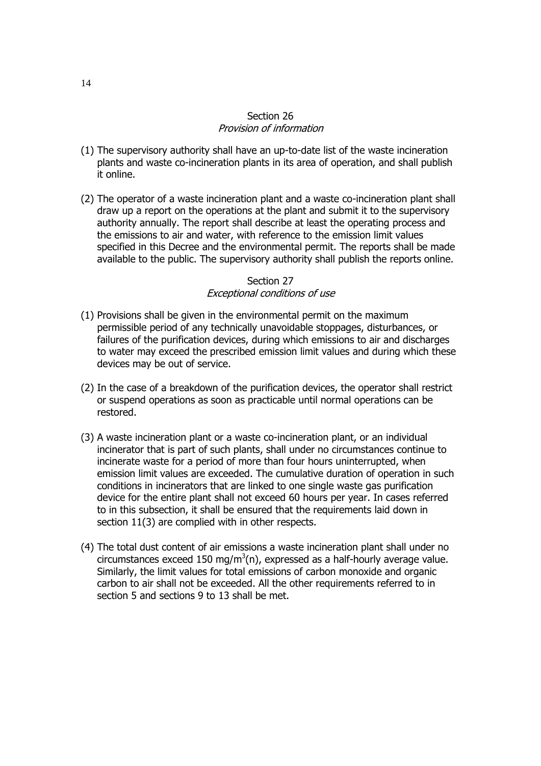## Section 26
*Provision of information*

(1) The supervisory authority shall have an up-to-date list of the waste incineration plants and waste co-incineration plants in its area of operation, and shall publish it online.

(2) The operator of a waste incineration plant and a waste co-incineration plant shall draw up a report on the operations at the plant and submit it to the supervisory authority annually. The report shall describe at least the operating process and the emissions to air and water, with reference to the emission limit values specified in this Decree and the environmental permit. The reports shall be made available to the public. The supervisory authority shall publish the reports online.

## Section 27
*Exceptional conditions of use*

(1) Provisions shall be given in the environmental permit on the maximum permissible period of any technically unavoidable stoppages, disturbances, or failures of the purification devices, during which emissions to air and discharges to water may exceed the prescribed emission limit values and during which these devices may be out of service.

(2) In the case of a breakdown of the purification devices, the operator shall restrict or suspend operations as soon as practicable until normal operations can be restored.

(3) A waste incineration plant or a waste co-incineration plant, or an individual incinerator that is part of such plants, shall under no circumstances continue to incinerate waste for a period of more than four hours uninterrupted, when emission limit values are exceeded. The cumulative duration of operation in such conditions in incinerators that are linked to one single waste gas purification device for the entire plant shall not exceed 60 hours per year. In cases referred to in this subsection, it shall be ensured that the requirements laid down in section 11(3) are complied with in other respects.

(4) The total dust content of air emissions a waste incineration plant shall under no circumstances exceed 150 $mg/m^3(n)$, expressed as a half-hourly average value. Similarly, the limit values for total emissions of carbon monoxide and organic carbon to air shall not be exceeded. All the other requirements referred to in section 5 and sections 9 to 13 shall be met.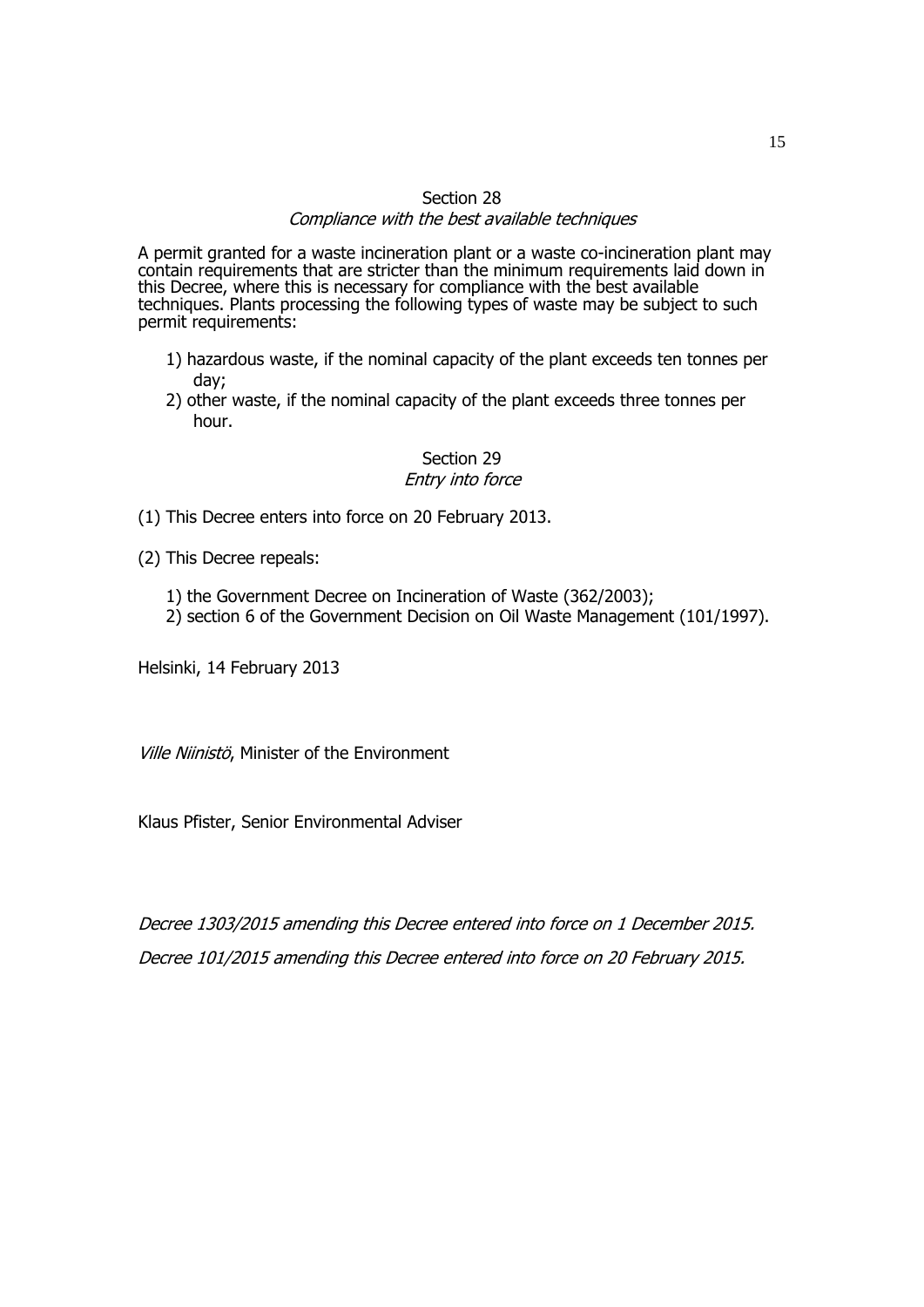### Section 28
*Compliance with the best available techniques*

A permit granted for a waste incineration plant or a waste co-incineration plant may contain requirements that are stricter than the minimum requirements laid down in this Decree, where this is necessary for compliance with the best available techniques. Plants processing the following types of waste may be subject to such permit requirements:

1) hazardous waste, if the nominal capacity of the plant exceeds ten tonnes per day;
2) other waste, if the nominal capacity of the plant exceeds three tonnes per hour.

### Section 29
*Entry into force*

(1) This Decree enters into force on 20 February 2013.

(2) This Decree repeals:

1) the Government Decree on Incineration of Waste (362/2003);
2) section 6 of the Government Decision on Oil Waste Management (101/1997).

Helsinki, 14 February 2013

*Ville Niinistö*, Minister of the Environment

Klaus Pfister, Senior Environmental Adviser

*Decree 1303/2015 amending this Decree entered into force on 1 December 2015.*

*Decree 101/2015 amending this Decree entered into force on 20 February 2015.*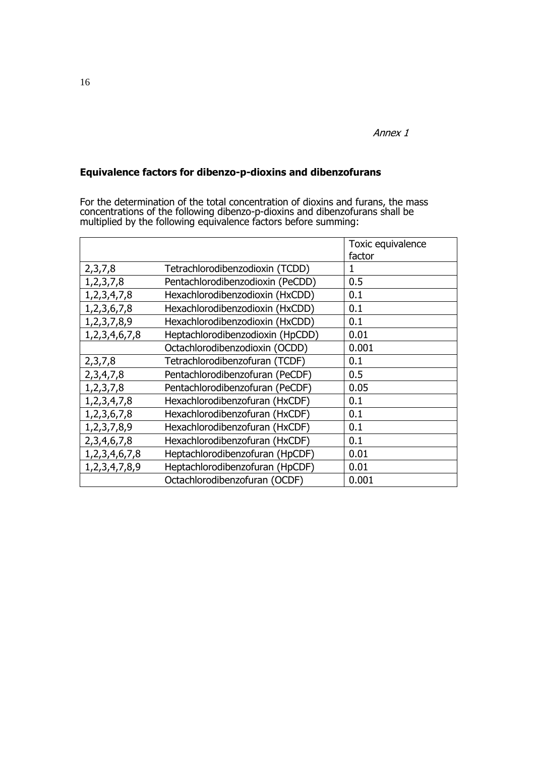*Annex 1*

**Equivalence factors for dibenzo-p-dioxins and dibenzofurans**

For the determination of the total concentration of dioxins and furans, the mass concentrations of the following dibenzo-p-dioxins and dibenzofurans shall be multiplied by the following equivalence factors before summing:

| | | Toxic equivalence factor |
|---|---|---|
| 2,3,7,8 | Tetrachlorodibenzodioxin (TCDD) | 1 |
| 1,2,3,7,8 | Pentachlorodibenzodioxin (PeCDD) | 0.5 |
| 1,2,3,4,7,8 | Hexachlorodibenzodioxin (HxCDD) | 0.1 |
| 1,2,3,6,7,8 | Hexachlorodibenzodioxin (HxCDD) | 0.1 |
| 1,2,3,7,8,9 | Hexachlorodibenzodioxin (HxCDD) | 0.1 |
| 1,2,3,4,6,7,8 | Heptachlorodibenzodioxin (HpCDD) | 0.01 |
| | Octachlorodibenzodioxin (OCDD) | 0.001 |
| 2,3,7,8 | Tetrachlorodibenzofuran (TCDF) | 0.1 |
| 2,3,4,7,8 | Pentachlorodibenzofuran (PeCDF) | 0.5 |
| 1,2,3,7,8 | Pentachlorodibenzofuran (PeCDF) | 0.05 |
| 1,2,3,4,7,8 | Hexachlorodibenzofuran (HxCDF) | 0.1 |
| 1,2,3,6,7,8 | Hexachlorodibenzofuran (HxCDF) | 0.1 |
| 1,2,3,7,8,9 | Hexachlorodibenzofuran (HxCDF) | 0.1 |
| 2,3,4,6,7,8 | Hexachlorodibenzofuran (HxCDF) | 0.1 |
| 1,2,3,4,6,7,8 | Heptachlorodibenzofuran (HpCDF) | 0.01 |
| 1,2,3,4,7,8,9 | Heptachlorodibenzofuran (HpCDF) | 0.01 |
| | Octachlorodibenzofuran (OCDF) | 0.001 |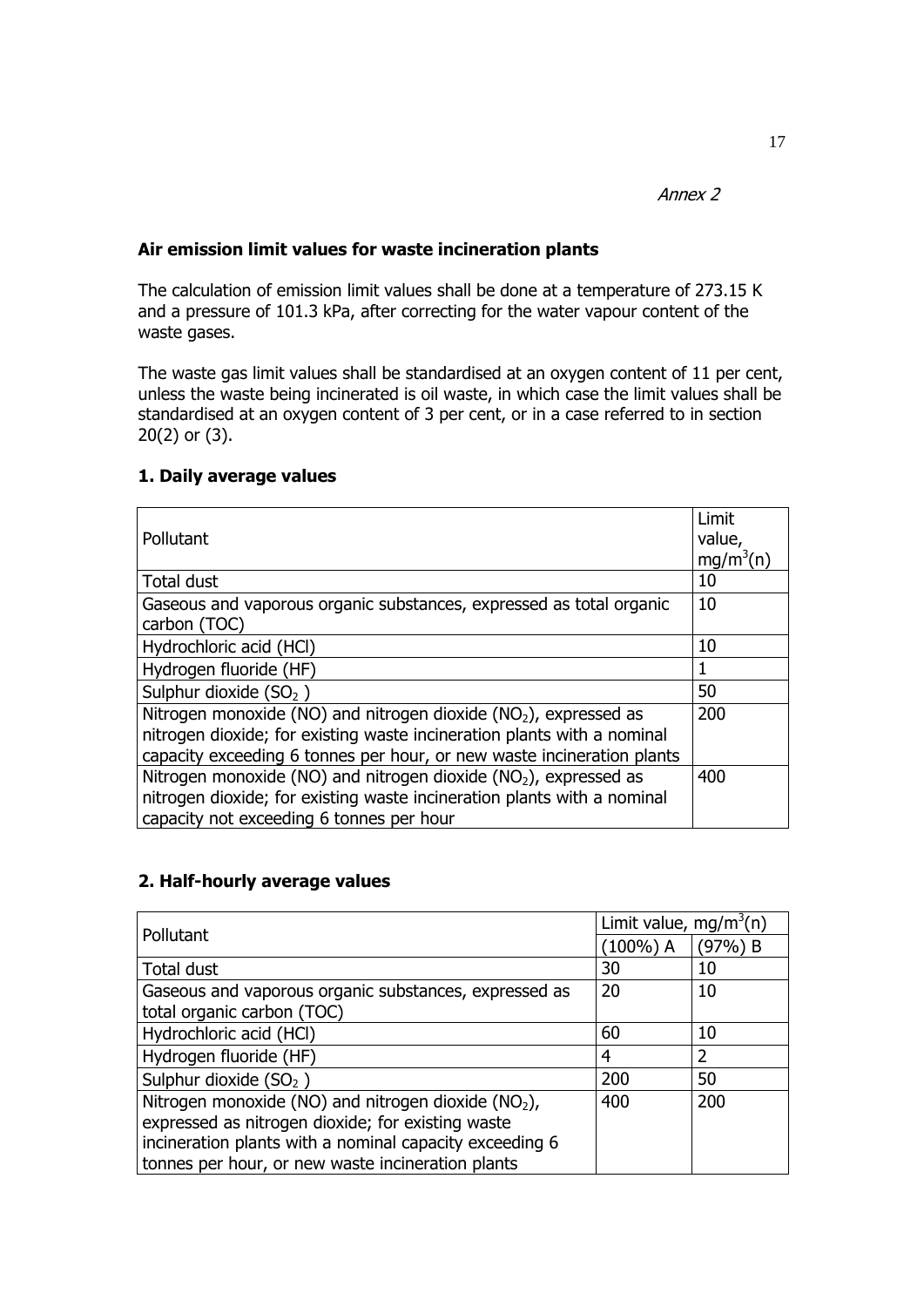*Annex 2*

**Air emission limit values for waste incineration plants**

The calculation of emission limit values shall be done at a temperature of 273.15 K and a pressure of 101.3 kPa, after correcting for the water vapour content of the waste gases.

The waste gas limit values shall be standardised at an oxygen content of 11 per cent, unless the waste being incinerated is oil waste, in which case the limit values shall be standardised at an oxygen content of 3 per cent, or in a case referred to in section 20(2) or (3).

## 1. Daily average values

| Pollutant | Limit value, $mg/m^3(n)$ |
|---|---|
| Total dust | 10 |
| Gaseous and vaporous organic substances, expressed as total organic carbon (TOC) | 10 |
| Hydrochloric acid (HCl) | 10 |
| Hydrogen fluoride (HF) | 1 |
| Sulphur dioxide ($SO_2$ ) | 50 |
| Nitrogen monoxide (NO) and nitrogen dioxide ($NO_2$), expressed as nitrogen dioxide; for existing waste incineration plants with a nominal capacity exceeding 6 tonnes per hour, or new waste incineration plants | 200 |
| Nitrogen monoxide (NO) and nitrogen dioxide ($NO_2$), expressed as nitrogen dioxide; for existing waste incineration plants with a nominal capacity not exceeding 6 tonnes per hour | 400 |

## 2. Half-hourly average values

| Pollutant | Limit value, $mg/m^3(n)$ | |
|---|---|---|
| | (100%) A | (97%) B |
| Total dust | 30 | 10 |
| Gaseous and vaporous organic substances, expressed as total organic carbon (TOC) | 20 | 10 |
| Hydrochloric acid (HCl) | 60 | 10 |
| Hydrogen fluoride (HF) | 4 | 2 |
| Sulphur dioxide ($SO_2$ ) | 200 | 50 |
| Nitrogen monoxide (NO) and nitrogen dioxide ($NO_2$), expressed as nitrogen dioxide; for existing waste incineration plants with a nominal capacity exceeding 6 tonnes per hour, or new waste incineration plants | 400 | 200 |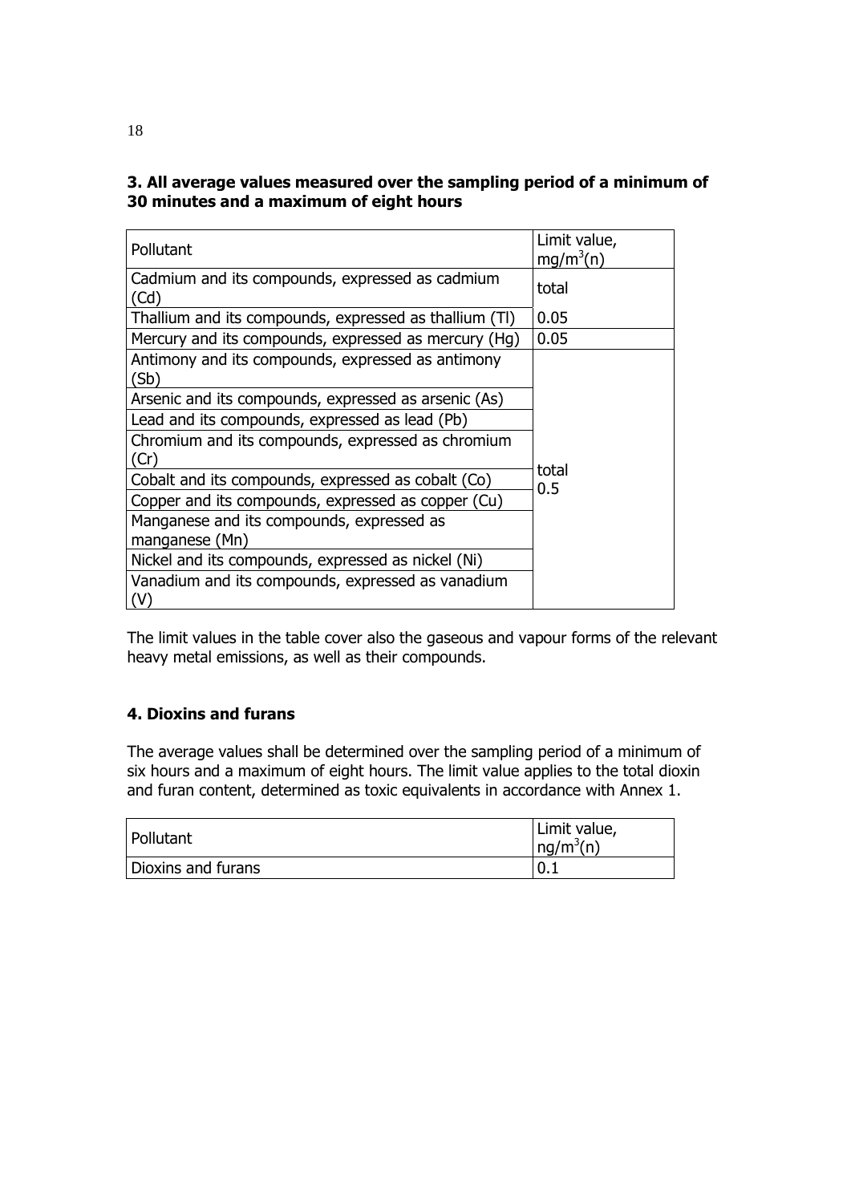### 3. All average values measured over the sampling period of a minimum of 30 minutes and a maximum of eight hours

| Pollutant | Limit value, $mg/m^3(n)$ |
|---|---|
| Cadmium and its compounds, expressed as cadmium (Cd) | total |
| Thallium and its compounds, expressed as thallium (Tl) | 0.05 |
| Mercury and its compounds, expressed as mercury (Hg) | 0.05 |
| Antimony and its compounds, expressed as antimony (Sb) | total 0.5 |
| Arsenic and its compounds, expressed as arsenic (As) | |
| Lead and its compounds, expressed as lead (Pb) | |
| Chromium and its compounds, expressed as chromium (Cr) | |
| Cobalt and its compounds, expressed as cobalt (Co) | |
| Copper and its compounds, expressed as copper (Cu) | |
| Manganese and its compounds, expressed as manganese (Mn) | |
| Nickel and its compounds, expressed as nickel (Ni) | |
| Vanadium and its compounds, expressed as vanadium (V) | |

The limit values in the table cover also the gaseous and vapour forms of the relevant heavy metal emissions, as well as their compounds.

### 4. Dioxins and furans

The average values shall be determined over the sampling period of a minimum of six hours and a maximum of eight hours. The limit value applies to the total dioxin and furan content, determined as toxic equivalents in accordance with Annex 1.

| Pollutant | Limit value, $ng/m^3(n)$ |
|---|---|
| Dioxins and furans | 0.1 |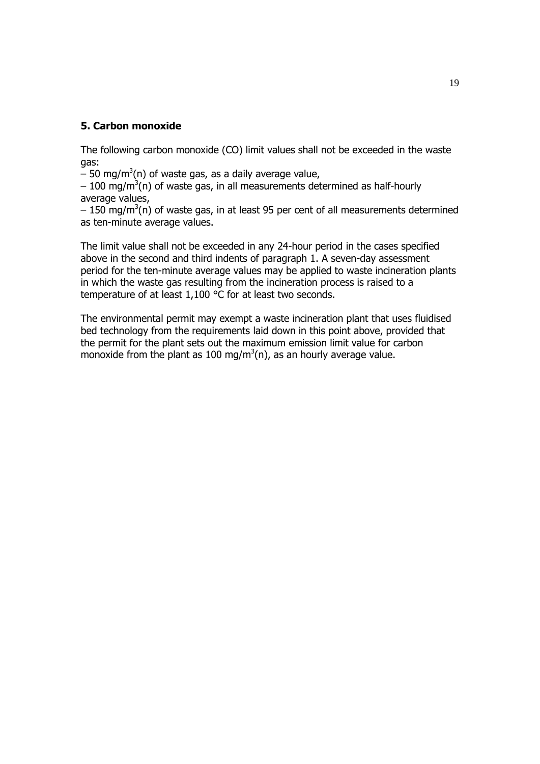### 5. Carbon monoxide

The following carbon monoxide (CO) limit values shall not be exceeded in the waste gas:
– 50 mg/$m^3$(n) of waste gas, as a daily average value,
– 100 mg/$m^3$(n) of waste gas, in all measurements determined as half-hourly average values,
– 150 mg/$m^3$(n) of waste gas, in at least 95 per cent of all measurements determined as ten-minute average values.

The limit value shall not be exceeded in any 24-hour period in the cases specified above in the second and third indents of paragraph 1. A seven-day assessment period for the ten-minute average values may be applied to waste incineration plants in which the waste gas resulting from the incineration process is raised to a temperature of at least 1,100 °C for at least two seconds.

The environmental permit may exempt a waste incineration plant that uses fluidised bed technology from the requirements laid down in this point above, provided that the permit for the plant sets out the maximum emission limit value for carbon monoxide from the plant as 100 mg/$m^3$(n), as an hourly average value.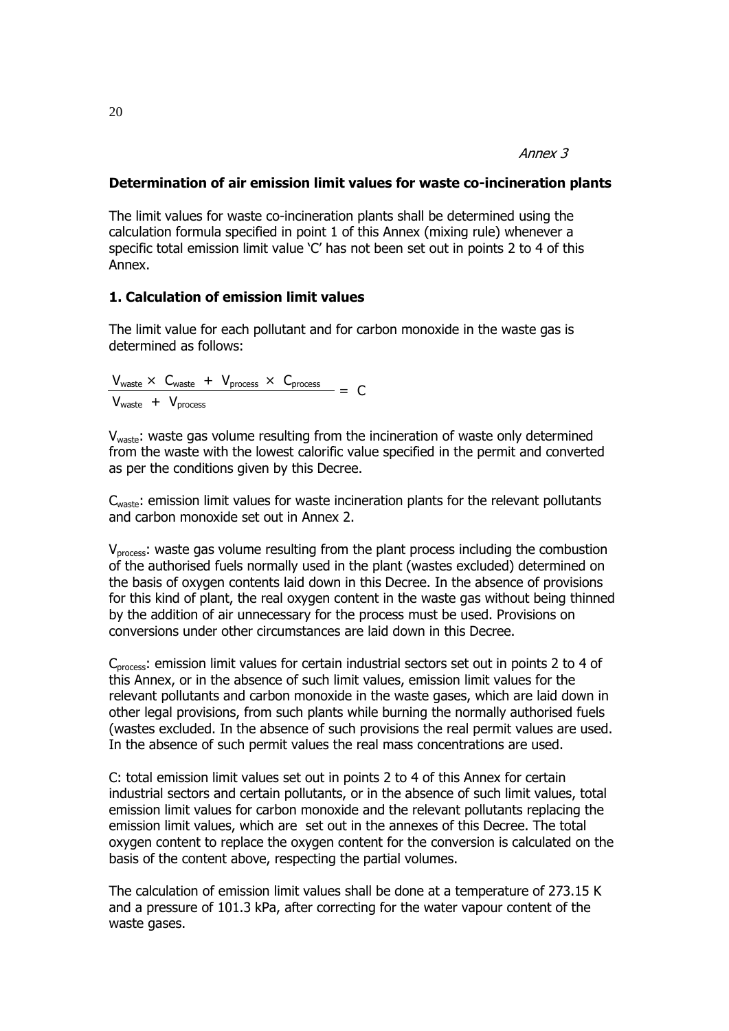*Annex 3*

**Determination of air emission limit values for waste co-incineration plants**

The limit values for waste co-incineration plants shall be determined using the calculation formula specified in point 1 of this Annex (mixing rule) whenever a specific total emission limit value 'C' has not been set out in points 2 to 4 of this Annex.

**1. Calculation of emission limit values**

The limit value for each pollutant and for carbon monoxide in the waste gas is determined as follows:

$$\frac{V_{waste} \times C_{waste} + V_{process} \times C_{process}}{V_{waste} + V_{process}} = C$$

$V_{waste}$: waste gas volume resulting from the incineration of waste only determined from the waste with the lowest calorific value specified in the permit and converted as per the conditions given by this Decree.

$C_{waste}$: emission limit values for waste incineration plants for the relevant pollutants and carbon monoxide set out in Annex 2.

$V_{process}$: waste gas volume resulting from the plant process including the combustion of the authorised fuels normally used in the plant (wastes excluded) determined on the basis of oxygen contents laid down in this Decree. In the absence of provisions for this kind of plant, the real oxygen content in the waste gas without being thinned by the addition of air unnecessary for the process must be used. Provisions on conversions under other circumstances are laid down in this Decree.

$C_{process}$: emission limit values for certain industrial sectors set out in points 2 to 4 of this Annex, or in the absence of such limit values, emission limit values for the relevant pollutants and carbon monoxide in the waste gases, which are laid down in other legal provisions, from such plants while burning the normally authorised fuels (wastes excluded. In the absence of such provisions the real permit values are used. In the absence of such permit values the real mass concentrations are used.

C: total emission limit values set out in points 2 to 4 of this Annex for certain industrial sectors and certain pollutants, or in the absence of such limit values, total emission limit values for carbon monoxide and the relevant pollutants replacing the emission limit values, which are set out in the annexes of this Decree. The total oxygen content to replace the oxygen content for the conversion is calculated on the basis of the content above, respecting the partial volumes.

The calculation of emission limit values shall be done at a temperature of 273.15 K and a pressure of 101.3 kPa, after correcting for the water vapour content of the waste gases.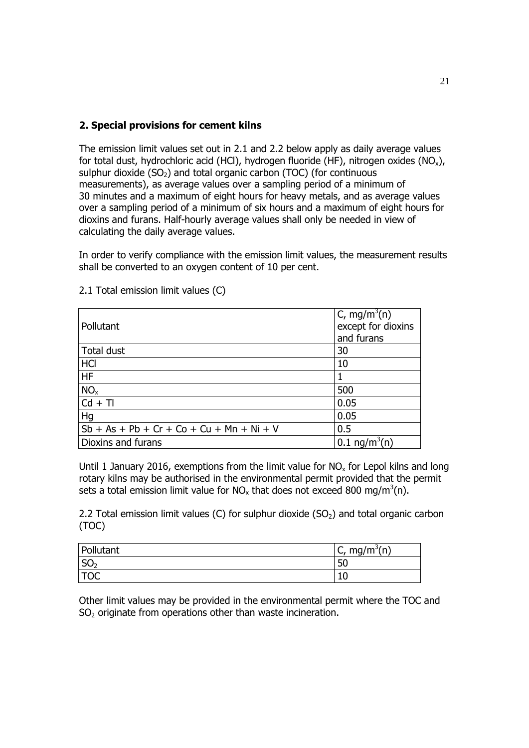## 2. Special provisions for cement kilns

The emission limit values set out in 2.1 and 2.2 below apply as daily average values for total dust, hydrochloric acid (HCl), hydrogen fluoride (HF), nitrogen oxides ($NO_x$), sulphur dioxide ($SO_2$) and total organic carbon (TOC) (for continuous measurements), as average values over a sampling period of a minimum of 30 minutes and a maximum of eight hours for heavy metals, and as average values over a sampling period of a minimum of six hours and a maximum of eight hours for dioxins and furans. Half-hourly average values shall only be needed in view of calculating the daily average values.

In order to verify compliance with the emission limit values, the measurement results shall be converted to an oxygen content of 10 per cent.

2.1 Total emission limit values (C)

| Pollutant | C, $mg/m^3(n)$ except for dioxins and furans |
|---|---|
| Total dust | 30 |
| HCl | 10 |
| HF | 1 |
| $NO_x$ | 500 |
| Cd + Tl | 0.05 |
| Hg | 0.05 |
| Sb + As + Pb + Cr + Co + Cu + Mn + Ni + V | 0.5 |
| Dioxins and furans | 0.1 $ng/m^3(n)$ |

Until 1 January 2016, exemptions from the limit value for $NO_x$ for Lepol kilns and long rotary kilns may be authorised in the environmental permit provided that the permit sets a total emission limit value for $NO_x$ that does not exceed 800 $mg/m^3(n)$.

2.2 Total emission limit values (C) for sulphur dioxide ($SO_2$) and total organic carbon (TOC)

| Pollutant | C, $mg/m^3(n)$ |
|---|---|
| $SO_2$ | 50 |
| TOC | 10 |

Other limit values may be provided in the environmental permit where the TOC and $SO_2$ originate from operations other than waste incineration.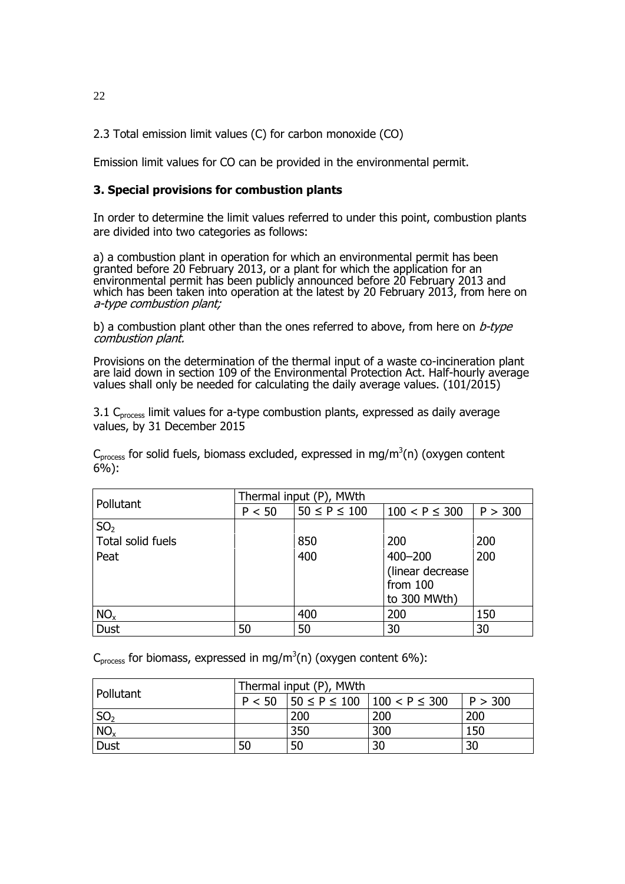2.3 Total emission limit values (C) for carbon monoxide (CO)

Emission limit values for CO can be provided in the environmental permit.

### 3. Special provisions for combustion plants

In order to determine the limit values referred to under this point, combustion plants are divided into two categories as follows:

a) a combustion plant in operation for which an environmental permit has been granted before 20 February 2013, or a plant for which the application for an environmental permit has been publicly announced before 20 February 2013 and which has been taken into operation at the latest by 20 February 2013, from here on *a-type combustion plant;*

b) a combustion plant other than the ones referred to above, from here on *b-type combustion plant.*

Provisions on the determination of the thermal input of a waste co-incineration plant are laid down in section 109 of the Environmental Protection Act. Half-hourly average values shall only be needed for calculating the daily average values. (101/2015)

3.1 $C_{process}$ limit values for a-type combustion plants, expressed as daily average values, by 31 December 2015

$C_{process}$ for solid fuels, biomass excluded, expressed in mg/m$^3$(n) (oxygen content 6%):

| Pollutant | Thermal input (P), MWth | | | |
|---|---|---|---|---|
| | P < 50 | 50 ≤ P ≤ 100 | 100 < P ≤ 300 | P > 300 |
| $SO_2$ | | | | |
| Total solid fuels | | 850 | 200 | 200 |
| Peat | | 400 | 400–200 (linear decrease from 100 to 300 MWth) | 200 |
| $NO_x$ | | 400 | 200 | 150 |
| Dust | 50 | 50 | 30 | 30 |

$C_{process}$ for biomass, expressed in mg/m$^3$(n) (oxygen content 6%):

| Pollutant | Thermal input (P), MWth | | | |
|---|---|---|---|---|
| | P < 50 | 50 ≤ P ≤ 100 | 100 < P ≤ 300 | P > 300 |
| $SO_2$ | | 200 | 200 | 200 |
| $NO_x$ | | 350 | 300 | 150 |
| Dust | 50 | 50 | 30 | 30 |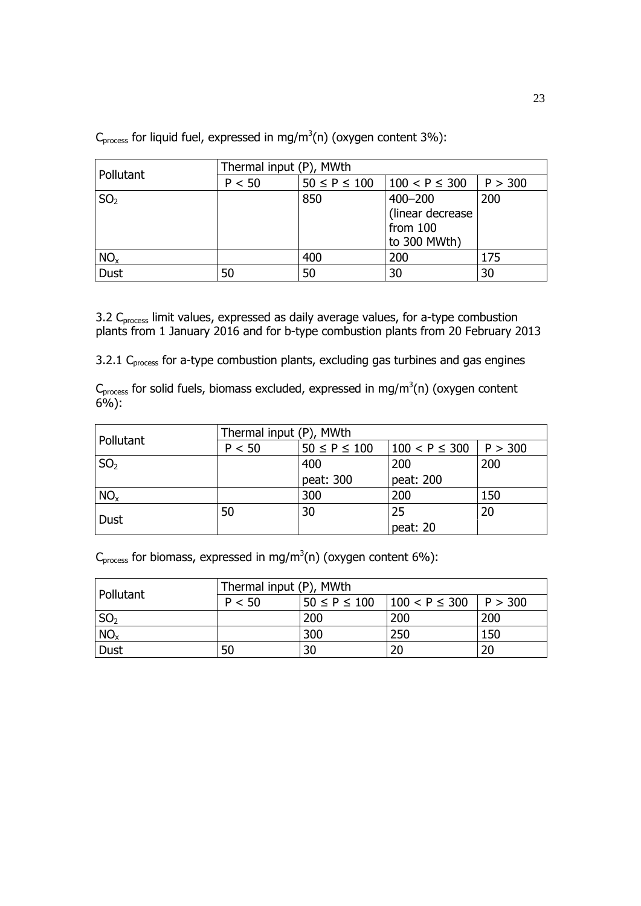$C_{process}$ for liquid fuel, expressed in mg/m$^3$(n) (oxygen content 3%):

| Pollutant | Thermal input (P), MWth | | | |
|---|---|---|---|---|
| | P < 50 | 50 ≤ P ≤ 100 | 100 < P ≤ 300 | P > 300 |
| $SO_2$ | | 850 | 400–200 (linear decrease from 100 to 300 MWth) | 200 |
| $NO_x$ | | 400 | 200 | 175 |
| Dust | 50 | 50 | 30 | 30 |

3.2 $C_{process}$ limit values, expressed as daily average values, for a-type combustion plants from 1 January 2016 and for b-type combustion plants from 20 February 2013

3.2.1 $C_{process}$ for a-type combustion plants, excluding gas turbines and gas engines

$C_{process}$ for solid fuels, biomass excluded, expressed in mg/m$^3$(n) (oxygen content 6%):

| Pollutant | Thermal input (P), MWth | | | |
|---|---|---|---|---|
| | P < 50 | 50 ≤ P ≤ 100 | 100 < P ≤ 300 | P > 300 |
| $SO_2$ | | 400<br>peat: 300 | 200<br>peat: 200 | 200 |
| $NO_x$ | | 300 | 200 | 150 |
| Dust | 50 | 30 | 25<br>peat: 20 | 20 |

$C_{process}$ for biomass, expressed in mg/m$^3$(n) (oxygen content 6%):

| Pollutant | Thermal input (P), MWth | | | |
|---|---|---|---|---|
| | P < 50 | 50 ≤ P ≤ 100 | 100 < P ≤ 300 | P > 300 |
| $SO_2$ | | 200 | 200 | 200 |
| $NO_x$ | | 300 | 250 | 150 |
| Dust | 50 | 30 | 20 | 20 |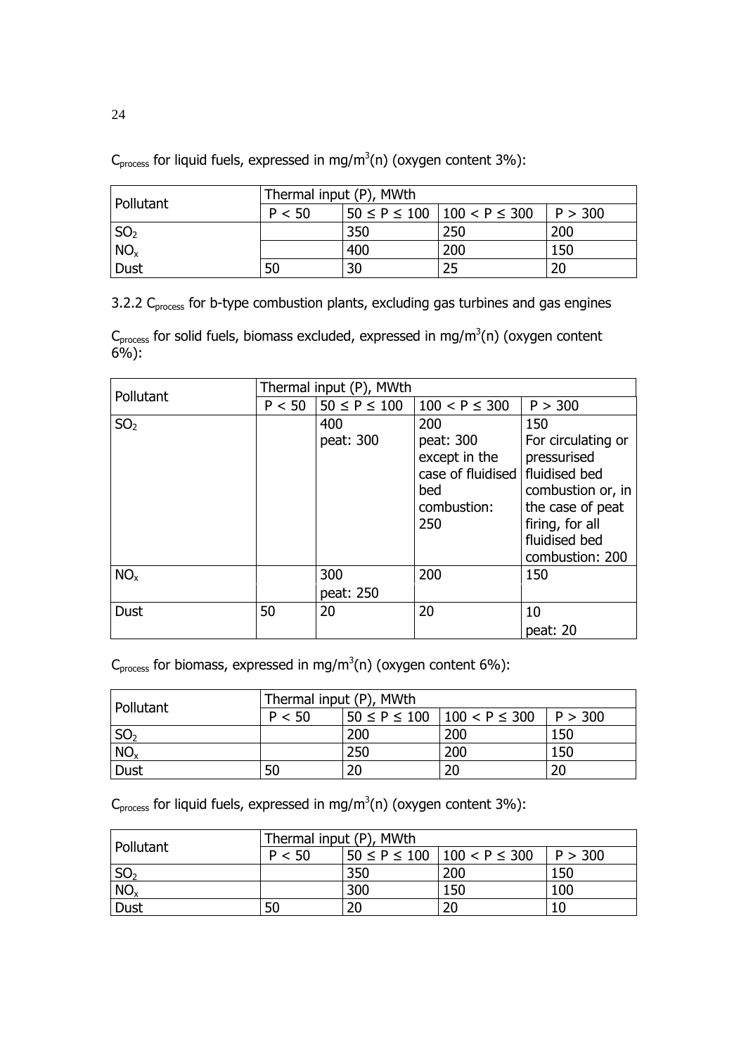$C_{process}$ for liquid fuels, expressed in mg/m$^3$(n) (oxygen content 3%):

| Pollutant | Thermal input (P), MWth | | | |
|---|---|---|---|---|
| | P < 50 | 50 ≤ P ≤ 100 | 100 < P ≤ 300 | P > 300 |
| $SO_2$ | | 350 | 250 | 200 |
| $NO_x$ | | 400 | 200 | 150 |
| Dust | 50 | 30 | 25 | 20 |

3.2.2 $C_{process}$ for b-type combustion plants, excluding gas turbines and gas engines

$C_{process}$ for solid fuels, biomass excluded, expressed in mg/m$^3$(n) (oxygen content 6%):

| Pollutant | Thermal input (P), MWth | | | |
|---|---|---|---|---|
| | P < 50 | 50 ≤ P ≤ 100 | 100 < P ≤ 300 | P > 300 |
| $SO_2$ | | 400<br>peat: 300 | 200<br>peat: 300 except in the case of fluidised bed combustion: 250 | 150<br>For circulating or pressurised fluidised bed combustion or, in the case of peat firing, for all fluidised bed combustion: 200 |
| $NO_x$ | | 300<br>peat: 250 | 200 | 150 |
| Dust | 50 | 20 | 20 | 10<br>peat: 20 |

$C_{process}$ for biomass, expressed in mg/m$^3$(n) (oxygen content 6%):

| Pollutant | Thermal input (P), MWth | | | |
|---|---|---|---|---|
| | P < 50 | 50 ≤ P ≤ 100 | 100 < P ≤ 300 | P > 300 |
| $SO_2$ | | 200 | 200 | 150 |
| $NO_x$ | | 250 | 200 | 150 |
| Dust | 50 | 20 | 20 | 20 |

$C_{process}$ for liquid fuels, expressed in mg/m$^3$(n) (oxygen content 3%):

| Pollutant | Thermal input (P), MWth | | | |
|---|---|---|---|---|
| | P < 50 | 50 ≤ P ≤ 100 | 100 < P ≤ 300 | P > 300 |
| $SO_2$ | | 350 | 200 | 150 |
| $NO_x$ | | 300 | 150 | 100 |
| Dust | 50 | 20 | 20 | 10 |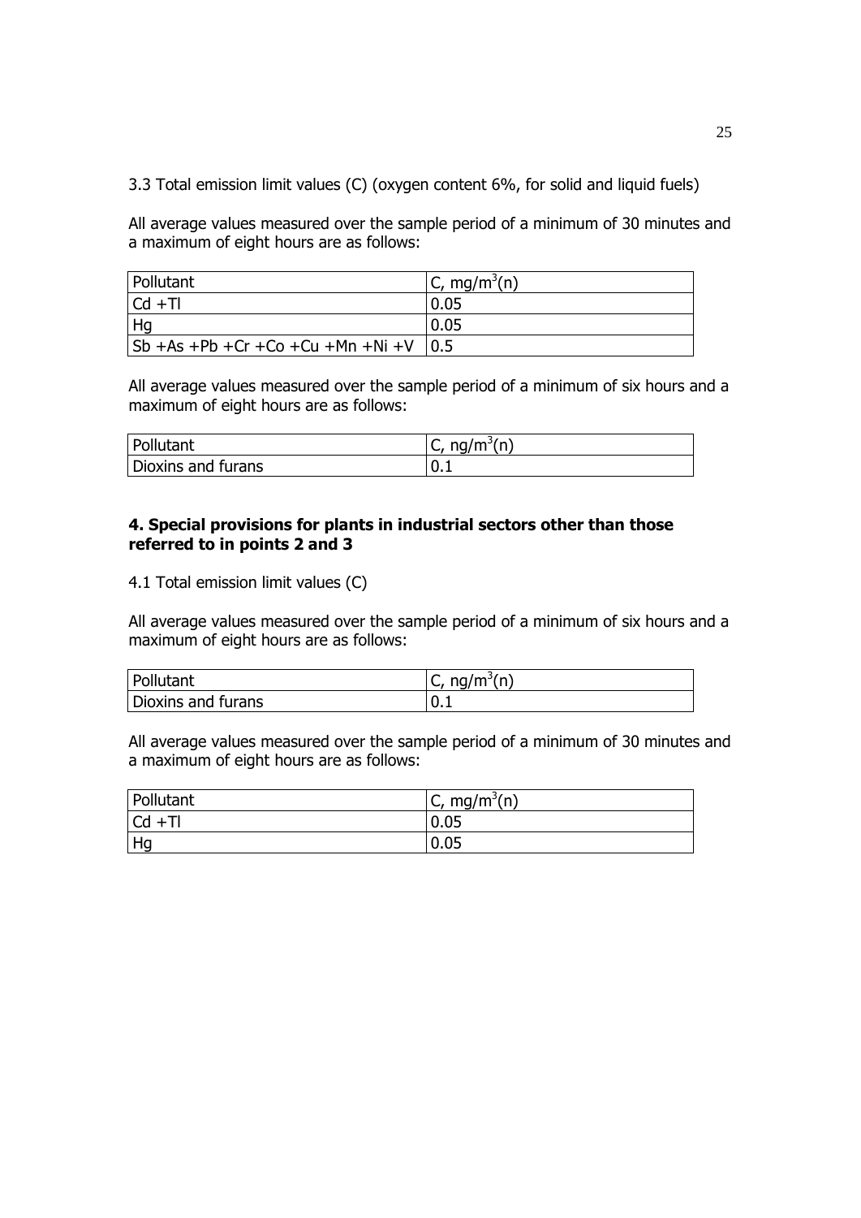3.3 Total emission limit values (C) (oxygen content 6%, for solid and liquid fuels)

All average values measured over the sample period of a minimum of 30 minutes and a maximum of eight hours are as follows:

| Pollutant | C, mg/m$^3$(n) |
| --- | --- |
| Cd +Tl | 0.05 |
| Hg | 0.05 |
| Sb +As +Pb +Cr +Co +Cu +Mn +Ni +V | 0.5 |

All average values measured over the sample period of a minimum of six hours and a maximum of eight hours are as follows:

| Pollutant | C, ng/m$^3$(n) |
| --- | --- |
| Dioxins and furans | 0.1 |

## 4. Special provisions for plants in industrial sectors other than those referred to in points 2 and 3

4.1 Total emission limit values (C)

All average values measured over the sample period of a minimum of six hours and a maximum of eight hours are as follows:

| Pollutant | C, ng/m$^3$(n) |
| --- | --- |
| Dioxins and furans | 0.1 |

All average values measured over the sample period of a minimum of 30 minutes and a maximum of eight hours are as follows:

| Pollutant | C, mg/m$^3$(n) |
| --- | --- |
| Cd +Tl | 0.05 |
| Hg | 0.05 |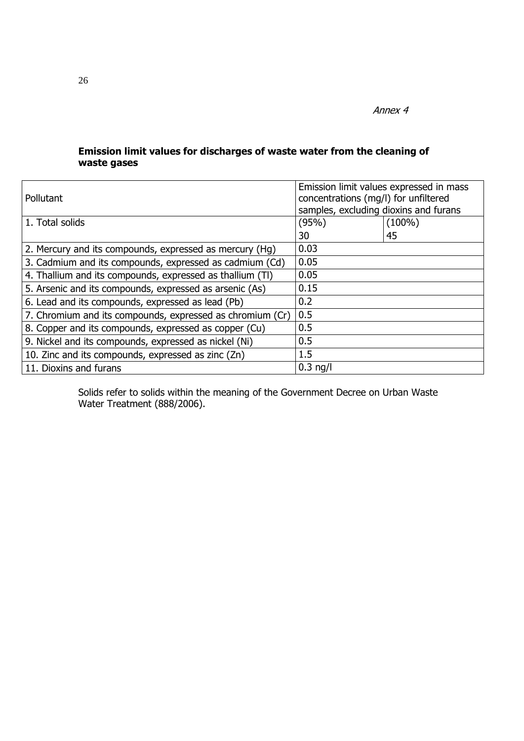*Annex 4*

**Emission limit values for discharges of waste water from the cleaning of waste gases**

| Pollutant | Emission limit values expressed in mass concentrations (mg/l) for unfiltered samples, excluding dioxins and furans | |
|---|---|---|
| 1. Total solids | (95%)<br>30 | (100%)<br>45 |
| 2. Mercury and its compounds, expressed as mercury (Hg) | 0.03 | |
| 3. Cadmium and its compounds, expressed as cadmium (Cd) | 0.05 | |
| 4. Thallium and its compounds, expressed as thallium (Tl) | 0.05 | |
| 5. Arsenic and its compounds, expressed as arsenic (As) | 0.15 | |
| 6. Lead and its compounds, expressed as lead (Pb) | 0.2 | |
| 7. Chromium and its compounds, expressed as chromium (Cr) | 0.5 | |
| 8. Copper and its compounds, expressed as copper (Cu) | 0.5 | |
| 9. Nickel and its compounds, expressed as nickel (Ni) | 0.5 | |
| 10. Zinc and its compounds, expressed as zinc (Zn) | 1.5 | |
| 11. Dioxins and furans | 0.3 ng/l | |

Solids refer to solids within the meaning of the Government Decree on Urban Waste Water Treatment (888/2006).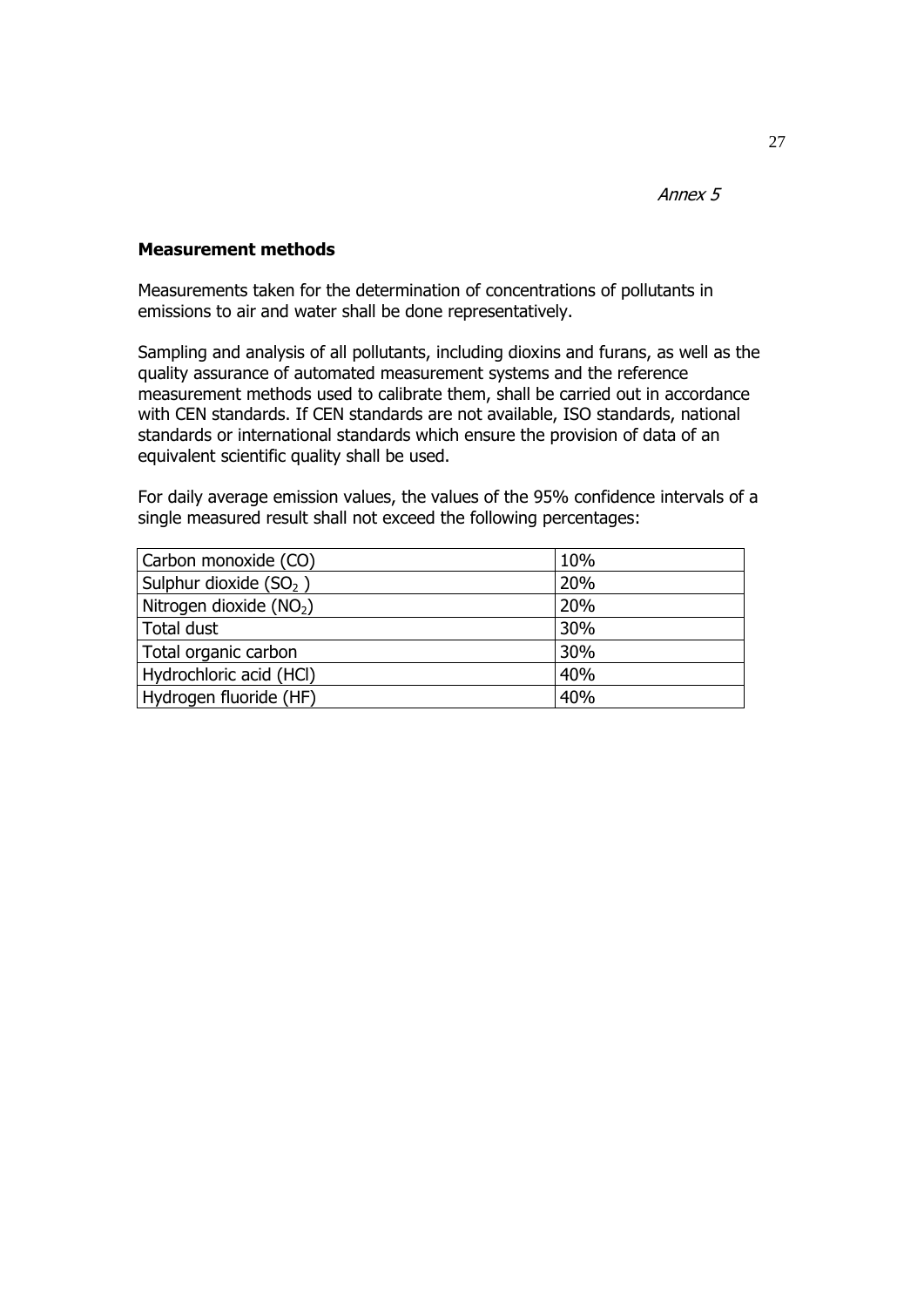*Annex 5*

**Measurement methods**

Measurements taken for the determination of concentrations of pollutants in emissions to air and water shall be done representatively.

Sampling and analysis of all pollutants, including dioxins and furans, as well as the quality assurance of automated measurement systems and the reference measurement methods used to calibrate them, shall be carried out in accordance with CEN standards. If CEN standards are not available, ISO standards, national standards or international standards which ensure the provision of data of an equivalent scientific quality shall be used.

For daily average emission values, the values of the 95% confidence intervals of a single measured result shall not exceed the following percentages:

| | |
|---|---|
| Carbon monoxide (CO) | 10% |
| Sulphur dioxide ($SO_2$ ) | 20% |
| Nitrogen dioxide ($NO_2$) | 20% |
| Total dust | 30% |
| Total organic carbon | 30% |
| Hydrochloric acid (HCl) | 40% |
| Hydrogen fluoride (HF) | 40% |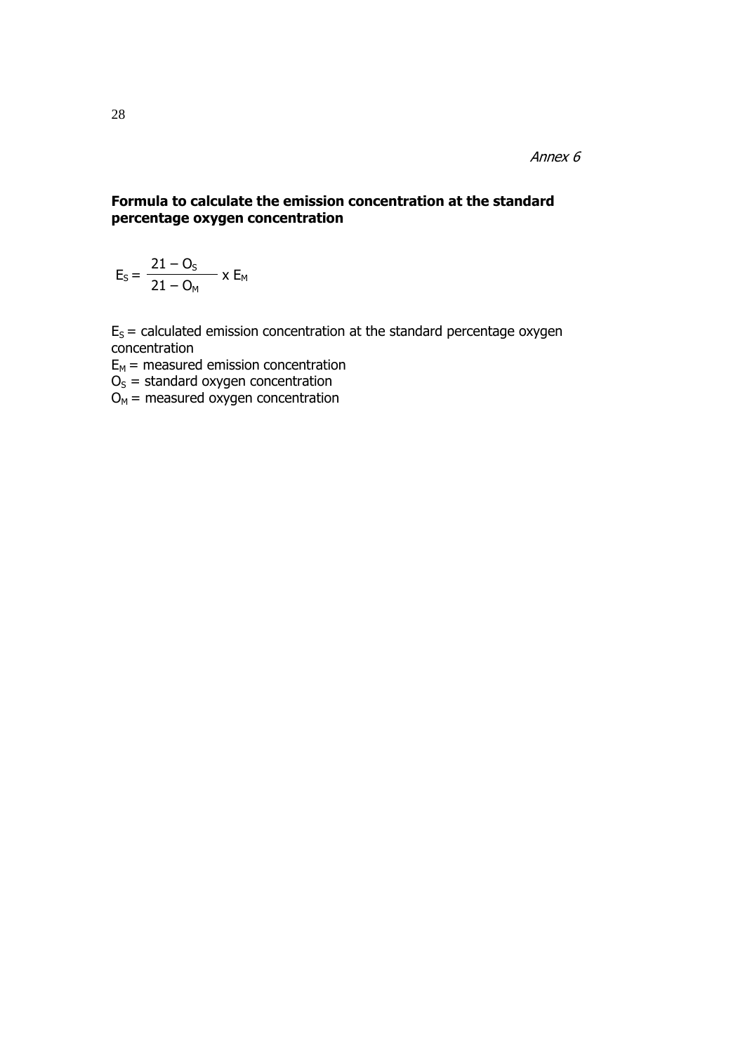*Annex 6*

**Formula to calculate the emission concentration at the standard percentage oxygen concentration**

$$E_S = \frac{21 - O_S}{21 - O_M} \text{ x } E_M$$

$E_S$ = calculated emission concentration at the standard percentage oxygen concentration
$E_M$ = measured emission concentration
$O_S$ = standard oxygen concentration
$O_M$ = measured oxygen concentration